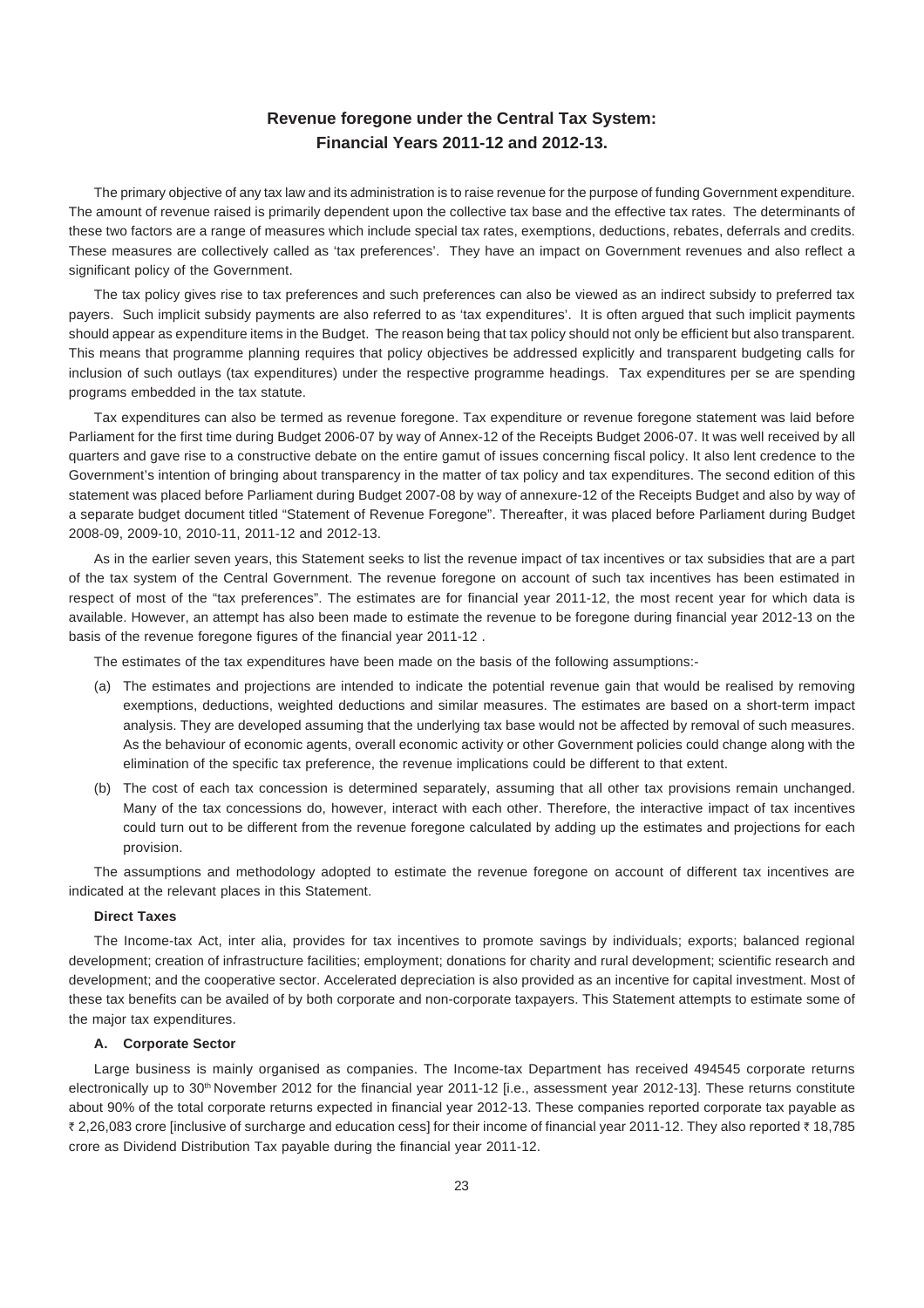# Revenue foregone under the Central Tax System: Financial Years 2011-12 and 2012-13.

The primary objective of any tax law and its administration is to raise revenue for the purpose of funding Government expenditure. The amount of revenue raised is primarily dependent upon the collective tax base and the effective tax rates. The determinants of these two factors are a range of measures which include special tax rates, exemptions, deductions, rebates, deferrals and credits. These measures are collectively called as 'tax preferences'. They have an impact on Government revenues and also reflect a significant policy of the Government.

The tax policy gives rise to tax preferences and such preferences can also be viewed as an indirect subsidy to preferred tax payers. Such implicit subsidy payments are also referred to as 'tax expenditures'. It is often argued that such implicit payments should appear as expenditure items in the Budget. The reason being that tax policy should not only be efficient but also transparent. This means that programme planning requires that policy objectives be addressed explicitly and transparent budgeting calls for inclusion of such outlays (tax expenditures) under the respective programme headings. Tax expenditures per se are spending programs embedded in the tax statute.

Tax expenditures can also be termed as revenue foregone. Tax expenditure or revenue foregone statement was laid before Parliament for the first time during Budget 2006-07 by way of Annex-12 of the Receipts Budget 2006-07. It was well received by all quarters and gave rise to a constructive debate on the entire gamut of issues concerning fiscal policy. It also lent credence to the Government's intention of bringing about transparency in the matter of tax policy and tax expenditures. The second edition of this statement was placed before Parliament during Budget 2007-08 by way of annexure-12 of the Receipts Budget and also by way of a separate budget document titled "Statement of Revenue Foregone". Thereafter, it was placed before Parliament during Budget 2008-09, 2009-10, 2010-11, 2011-12 and 2012-13.

As in the earlier seven years, this Statement seeks to list the revenue impact of tax incentives or tax subsidies that are a part of the tax system of the Central Government. The revenue foregone on account of such tax incentives has been estimated in respect of most of the "tax preferences". The estimates are for financial year 2011-12, the most recent year for which data is available. However, an attempt has also been made to estimate the revenue to be foregone during financial year 2012-13 on the basis of the revenue foregone figures of the financial year 2011-12 .

The estimates of the tax expenditures have been made on the basis of the following assumptions:-

(a) The estimates and projections are intended to indicate the potential revenue gain that would be realised by removing exemptions, deductions, weighted deductions and similar measures. The estimates are based on a short-term impact analysis. They are developed assuming that the underlying tax base would not be affected by removal of such measures. As the behaviour of economic agents, overall economic activity or other Government policies could change along with the elimination of the specific tax preference, the revenue implications could be different to that extent.

(b) The cost of each tax concession is determined separately, assuming that all other tax provisions remain unchanged. Many of the tax concessions do, however, interact with each other. Therefore, the interactive impact of tax incentives could turn out to be different from the revenue foregone calculated by adding up the estimates and projections for each provision.

The assumptions and methodology adopted to estimate the revenue foregone on account of different tax incentives are indicated at the relevant places in this Statement.

**Direct Taxes**

The Income-tax Act, inter alia, provides for tax incentives to promote savings by individuals; exports; balanced regional development; creation of infrastructure facilities; employment; donations for charity and rural development; scientific research and development; and the cooperative sector. Accelerated depreciation is also provided as an incentive for capital investment. Most of these tax benefits can be availed of by both corporate and non-corporate taxpayers. This Statement attempts to estimate some of the major tax expenditures.

**A. Corporate Sector**

Large business is mainly organised as companies. The Income-tax Department has received 494545 corporate returns electronically up to 30th November 2012 for the financial year 2011-12 [i.e., assessment year 2012-13]. These returns constitute about 90% of the total corporate returns expected in financial year 2012-13. These companies reported corporate tax payable as ₹ 2,26,083 crore [inclusive of surcharge and education cess] for their income of financial year 2011-12. They also reported ₹ 18,785 crore as Dividend Distribution Tax payable during the financial year 2011-12.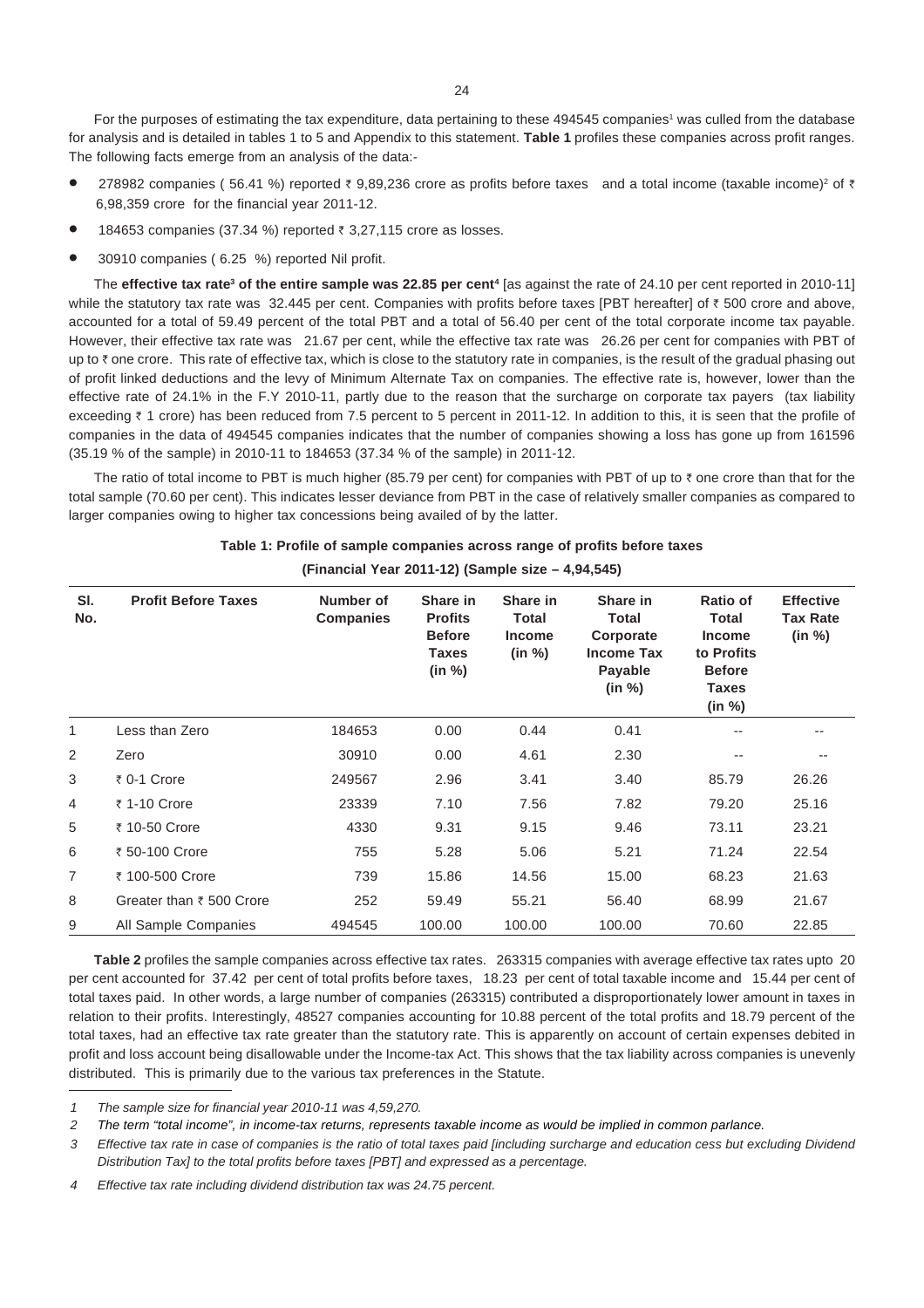For the purposes of estimating the tax expenditure, data pertaining to these 494545 companies[1] was culled from the database for analysis and is detailed in tables 1 to 5 and Appendix to this statement. **Table 1** profiles these companies across profit ranges. The following facts emerge from an analysis of the data:-

- 278982 companies ( 56.41 %) reported ₹ 9,89,236 crore as profits before taxes and a total income (taxable income)[2] of ₹ 6,98,359 crore for the financial year 2011-12.
- 184653 companies (37.34 %) reported ₹ 3,27,115 crore as losses.
- 30910 companies ( 6.25 %) reported Nil profit.

The **effective tax rate[3] of the entire sample was 22.85 per cent[4]** [as against the rate of 24.10 per cent reported in 2010-11] while the statutory tax rate was 32.445 per cent. Companies with profits before taxes [PBT hereafter] of ₹ 500 crore and above, accounted for a total of 59.49 percent of the total PBT and a total of 56.40 per cent of the total corporate income tax payable. However, their effective tax rate was 21.67 per cent, while the effective tax rate was 26.26 per cent for companies with PBT of up to ₹ one crore. This rate of effective tax, which is close to the statutory rate in companies, is the result of the gradual phasing out of profit linked deductions and the levy of Minimum Alternate Tax on companies. The effective rate is, however, lower than the effective rate of 24.1% in the F.Y 2010-11, partly due to the reason that the surcharge on corporate tax payers (tax liability exceeding ₹ 1 crore) has been reduced from 7.5 percent to 5 percent in 2011-12. In addition to this, it is seen that the profile of companies in the data of 494545 companies indicates that the number of companies showing a loss has gone up from 161596 (35.19 % of the sample) in 2010-11 to 184653 (37.34 % of the sample) in 2011-12.

The ratio of total income to PBT is much higher (85.79 per cent) for companies with PBT of up to ₹ one crore than that for the total sample (70.60 per cent). This indicates lesser deviance from PBT in the case of relatively smaller companies as compared to larger companies owing to higher tax concessions being availed of by the latter.

**Table 1: Profile of sample companies across range of profits before taxes**

**(Financial Year 2011-12) (Sample size – 4,94,545)**

| Sl. No. | Profit Before Taxes | Number of Companies | Share in Profits Before Taxes (in %) | Share in Total Income (in %) | Share in Total Corporate Income Tax Payable (in %) | Ratio of Total Income to Profits Before Taxes (in %) | Effective Tax Rate (in %) |
|---|---|---|---|---|---|---|---|
| 1 | Less than Zero | 184653 | 0.00 | 0.44 | 0.41 | -- | -- |
| 2 | Zero | 30910 | 0.00 | 4.61 | 2.30 | -- | -- |
| 3 | ₹ 0-1 Crore | 249567 | 2.96 | 3.41 | 3.40 | 85.79 | 26.26 |
| 4 | ₹ 1-10 Crore | 23339 | 7.10 | 7.56 | 7.82 | 79.20 | 25.16 |
| 5 | ₹ 10-50 Crore | 4330 | 9.31 | 9.15 | 9.46 | 73.11 | 23.21 |
| 6 | ₹ 50-100 Crore | 755 | 5.28 | 5.06 | 5.21 | 71.24 | 22.54 |
| 7 | ₹ 100-500 Crore | 739 | 15.86 | 14.56 | 15.00 | 68.23 | 21.63 |
| 8 | Greater than ₹ 500 Crore | 252 | 59.49 | 55.21 | 56.40 | 68.99 | 21.67 |
| 9 | All Sample Companies | 494545 | 100.00 | 100.00 | 100.00 | 70.60 | 22.85 |

**Table 2** profiles the sample companies across effective tax rates. 263315 companies with average effective tax rates upto 20 per cent accounted for 37.42 per cent of total profits before taxes, 18.23 per cent of total taxable income and 15.44 per cent of total taxes paid. In other words, a large number of companies (263315) contributed a disproportionately lower amount in taxes in relation to their profits. Interestingly, 48527 companies accounting for 10.88 percent of the total profits and 18.79 percent of the total taxes, had an effective tax rate greater than the statutory rate. This is apparently on account of certain expenses debited in profit and loss account being disallowable under the Income-tax Act. This shows that the tax liability across companies is unevenly distributed. This is primarily due to the various tax preferences in the Statute.

*1 The sample size for financial year 2010-11 was 4,59,270.*

*2 The term "total income", in income-tax returns, represents taxable income as would be implied in common parlance.*

*3 Effective tax rate in case of companies is the ratio of total taxes paid [including surcharge and education cess but excluding Dividend Distribution Tax] to the total profits before taxes [PBT] and expressed as a percentage.*

*4 Effective tax rate including dividend distribution tax was 24.75 percent.*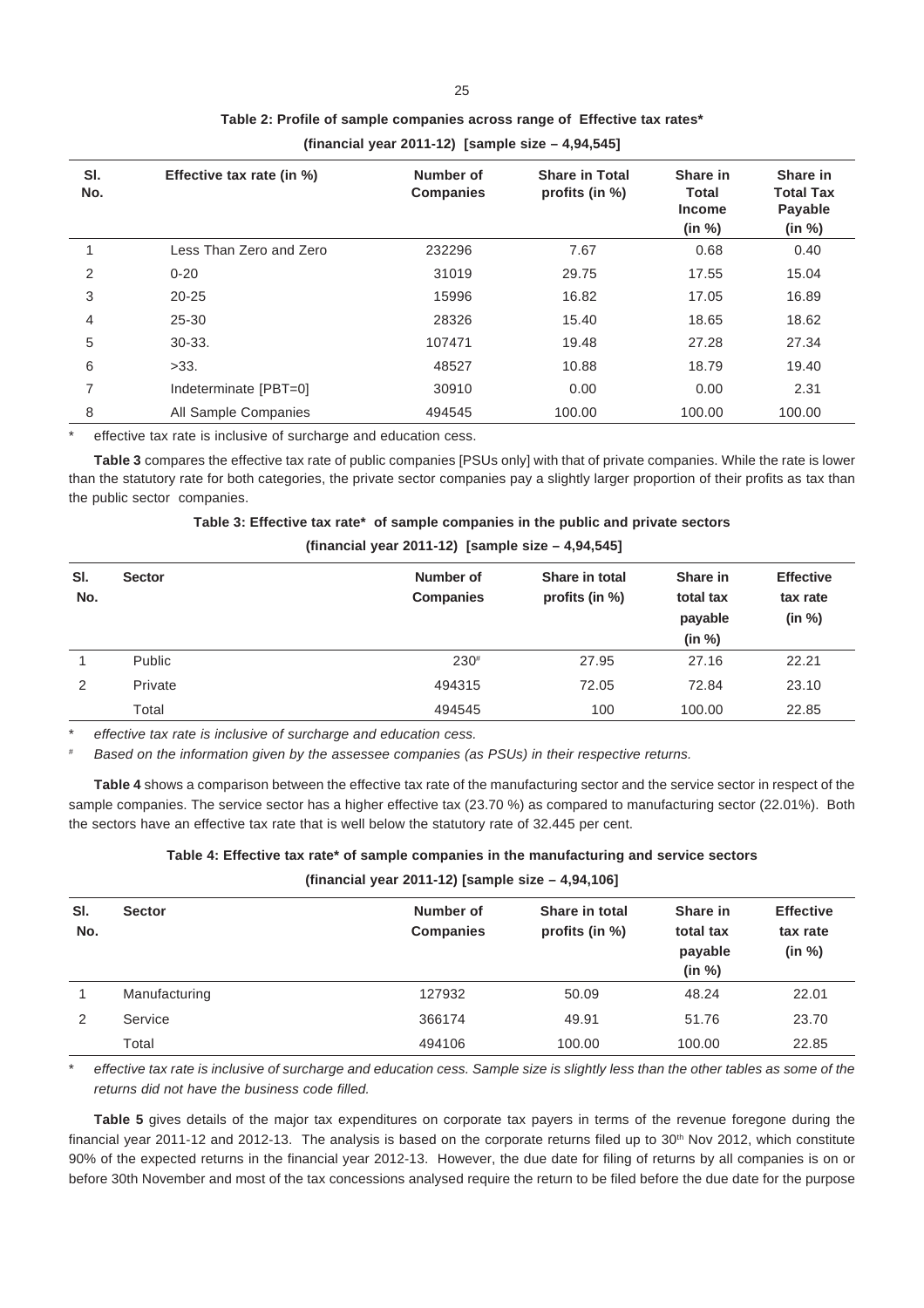**Table 2: Profile of sample companies across range of Effective tax rates***

**(financial year 2011-12) [sample size – 4,94,545]**

| Sl. No. | Effective tax rate (in %) | Number of Companies | Share in Total profits (in %) | Share in Total Income (in %) | Share in Total Tax Payable (in %) |
|---|---|---|---|---|---|
| 1 | Less Than Zero and Zero | 232296 | 7.67 | 0.68 | 0.40 |
| 2 | 0-20 | 31019 | 29.75 | 17.55 | 15.04 |
| 3 | 20-25 | 15996 | 16.82 | 17.05 | 16.89 |
| 4 | 25-30 | 28326 | 15.40 | 18.65 | 18.62 |
| 5 | 30-33. | 107471 | 19.48 | 27.28 | 27.34 |
| 6 | >33. | 48527 | 10.88 | 18.79 | 19.40 |
| 7 | Indeterminate [PBT=0] | 30910 | 0.00 | 0.00 | 2.31 |
| 8 | All Sample Companies | 494545 | 100.00 | 100.00 | 100.00 |

\* effective tax rate is inclusive of surcharge and education cess.

**Table 3** compares the effective tax rate of public companies [PSUs only] with that of private companies. While the rate is lower than the statutory rate for both categories, the private sector companies pay a slightly larger proportion of their profits as tax than the public sector companies.

**Table 3: Effective tax rate* of sample companies in the public and private sectors**

**(financial year 2011-12) [sample size – 4,94,545]**

| Sl. No. | Sector | Number of Companies | Share in total profits (in %) | Share in total tax payable (in %) | Effective tax rate (in %) |
|---|---|---|---|---|---|
| 1 | Public | 230# | 27.95 | 27.16 | 22.21 |
| 2 | Private | 494315 | 72.05 | 72.84 | 23.10 |
| | Total | 494545 | 100 | 100.00 | 22.85 |

\* *effective tax rate is inclusive of surcharge and education cess.*

\# *Based on the information given by the assessee companies (as PSUs) in their respective returns.*

**Table 4** shows a comparison between the effective tax rate of the manufacturing sector and the service sector in respect of the sample companies. The service sector has a higher effective tax (23.70 %) as compared to manufacturing sector (22.01%). Both the sectors have an effective tax rate that is well below the statutory rate of 32.445 per cent.

**Table 4: Effective tax rate* of sample companies in the manufacturing and service sectors**

**(financial year 2011-12) [sample size – 4,94,106]**

| Sl. No. | Sector | Number of Companies | Share in total profits (in %) | Share in total tax payable (in %) | Effective tax rate (in %) |
|---|---|---|---|---|---|
| 1 | Manufacturing | 127932 | 50.09 | 48.24 | 22.01 |
| 2 | Service | 366174 | 49.91 | 51.76 | 23.70 |
| | Total | 494106 | 100.00 | 100.00 | 22.85 |

\* *effective tax rate is inclusive of surcharge and education cess. Sample size is slightly less than the other tables as some of the returns did not have the business code filled.*

**Table 5** gives details of the major tax expenditures on corporate tax payers in terms of the revenue foregone during the financial year 2011-12 and 2012-13. The analysis is based on the corporate returns filed up to 30th Nov 2012, which constitute 90% of the expected returns in the financial year 2012-13. However, the due date for filing of returns by all companies is on or before 30th November and most of the tax concessions analysed require the return to be filed before the due date for the purpose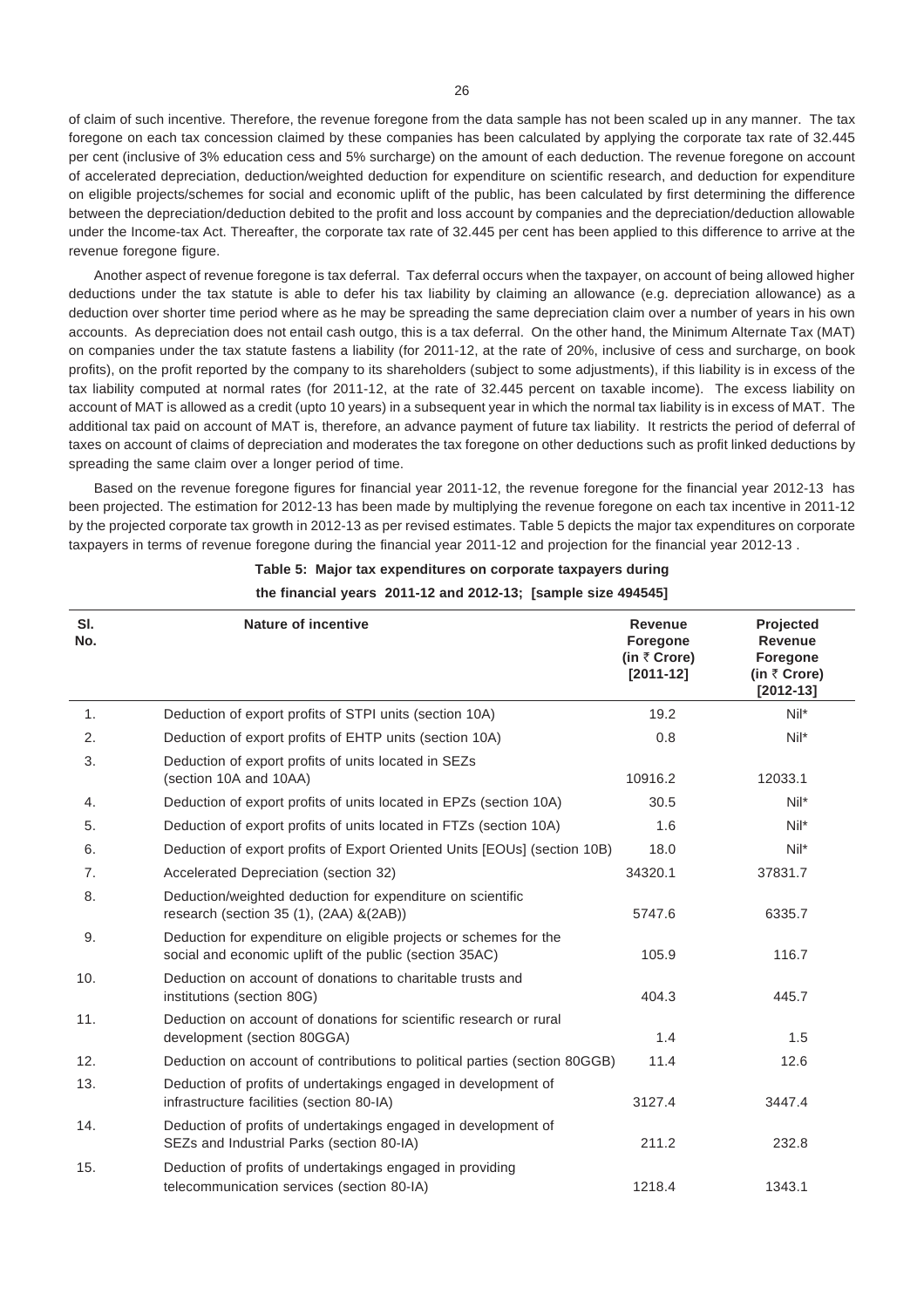of claim of such incentive. Therefore, the revenue foregone from the data sample has not been scaled up in any manner. The tax foregone on each tax concession claimed by these companies has been calculated by applying the corporate tax rate of 32.445 per cent (inclusive of 3% education cess and 5% surcharge) on the amount of each deduction. The revenue foregone on account of accelerated depreciation, deduction/weighted deduction for expenditure on scientific research, and deduction for expenditure on eligible projects/schemes for social and economic uplift of the public, has been calculated by first determining the difference between the depreciation/deduction debited to the profit and loss account by companies and the depreciation/deduction allowable under the Income-tax Act. Thereafter, the corporate tax rate of 32.445 per cent has been applied to this difference to arrive at the revenue foregone figure.

Another aspect of revenue foregone is tax deferral. Tax deferral occurs when the taxpayer, on account of being allowed higher deductions under the tax statute is able to defer his tax liability by claiming an allowance (e.g. depreciation allowance) as a deduction over shorter time period where as he may be spreading the same depreciation claim over a number of years in his own accounts. As depreciation does not entail cash outgo, this is a tax deferral. On the other hand, the Minimum Alternate Tax (MAT) on companies under the tax statute fastens a liability (for 2011-12, at the rate of 20%, inclusive of cess and surcharge, on book profits), on the profit reported by the company to its shareholders (subject to some adjustments), if this liability is in excess of the tax liability computed at normal rates (for 2011-12, at the rate of 32.445 percent on taxable income). The excess liability on account of MAT is allowed as a credit (upto 10 years) in a subsequent year in which the normal tax liability is in excess of MAT. The additional tax paid on account of MAT is, therefore, an advance payment of future tax liability. It restricts the period of deferral of taxes on account of claims of depreciation and moderates the tax foregone on other deductions such as profit linked deductions by spreading the same claim over a longer period of time.

Based on the revenue foregone figures for financial year 2011-12, the revenue foregone for the financial year 2012-13 has been projected. The estimation for 2012-13 has been made by multiplying the revenue foregone on each tax incentive in 2011-12 by the projected corporate tax growth in 2012-13 as per revised estimates. Table 5 depicts the major tax expenditures on corporate taxpayers in terms of revenue foregone during the financial year 2011-12 and projection for the financial year 2012-13 .

**Table 5: Major tax expenditures on corporate taxpayers during the financial years 2011-12 and 2012-13; [sample size 494545]**

| Sl. No. | Nature of incentive | Revenue Foregone (in ₹ Crore) [2011-12] | Projected Revenue Foregone (in ₹ Crore) [2012-13] |
|---|---|---|---|
| 1. | Deduction of export profits of STPI units (section 10A) | 19.2 | Nil* |
| 2. | Deduction of export profits of EHTP units (section 10A) | 0.8 | Nil* |
| 3. | Deduction of export profits of units located in SEZs (section 10A and 10AA) | 10916.2 | 12033.1 |
| 4. | Deduction of export profits of units located in EPZs (section 10A) | 30.5 | Nil* |
| 5. | Deduction of export profits of units located in FTZs (section 10A) | 1.6 | Nil* |
| 6. | Deduction of export profits of Export Oriented Units [EOUs] (section 10B) | 18.0 | Nil* |
| 7. | Accelerated Depreciation (section 32) | 34320.1 | 37831.7 |
| 8. | Deduction/weighted deduction for expenditure on scientific research (section 35 (1), (2AA) &(2AB)) | 5747.6 | 6335.7 |
| 9. | Deduction for expenditure on eligible projects or schemes for the social and economic uplift of the public (section 35AC) | 105.9 | 116.7 |
| 10. | Deduction on account of donations to charitable trusts and institutions (section 80G) | 404.3 | 445.7 |
| 11. | Deduction on account of donations for scientific research or rural development (section 80GGA) | 1.4 | 1.5 |
| 12. | Deduction on account of contributions to political parties (section 80GGB) | 11.4 | 12.6 |
| 13. | Deduction of profits of undertakings engaged in development of infrastructure facilities (section 80-IA) | 3127.4 | 3447.4 |
| 14. | Deduction of profits of undertakings engaged in development of SEZs and Industrial Parks (section 80-IA) | 211.2 | 232.8 |
| 15. | Deduction of profits of undertakings engaged in providing telecommunication services (section 80-IA) | 1218.4 | 1343.1 |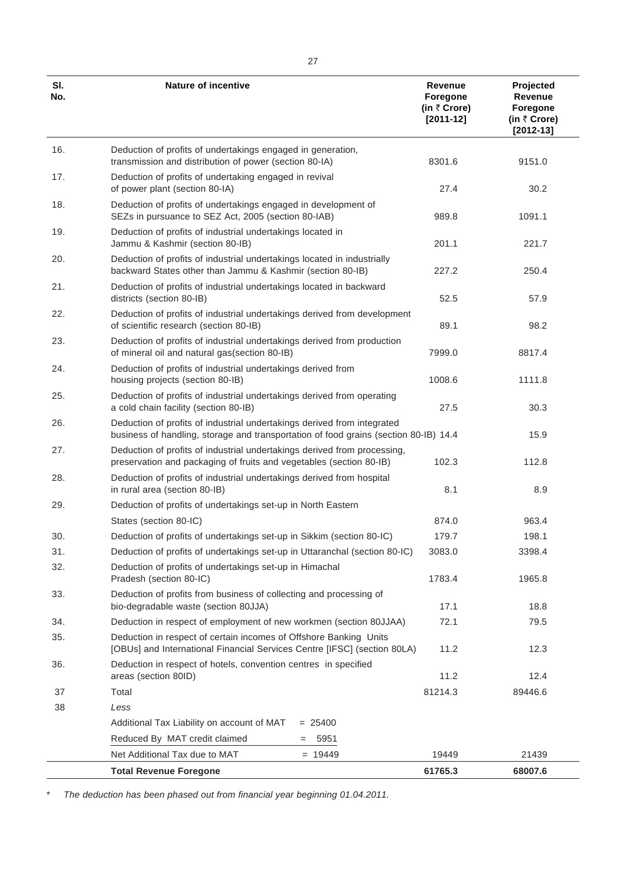| Sl. No. | Nature of incentive | Revenue Foregone (in ₹ Crore) [2011-12] | Projected Revenue Foregone (in ₹ Crore) [2012-13] |
|---|---|---|---|
| 16. | Deduction of profits of undertakings engaged in generation, transmission and distribution of power (section 80-IA) | 8301.6 | 9151.0 |
| 17. | Deduction of profits of undertaking engaged in revival of power plant (section 80-IA) | 27.4 | 30.2 |
| 18. | Deduction of profits of undertakings engaged in development of SEZs in pursuance to SEZ Act, 2005 (section 80-IAB) | 989.8 | 1091.1 |
| 19. | Deduction of profits of industrial undertakings located in Jammu & Kashmir (section 80-IB) | 201.1 | 221.7 |
| 20. | Deduction of profits of industrial undertakings located in industrially backward States other than Jammu & Kashmir (section 80-IB) | 227.2 | 250.4 |
| 21. | Deduction of profits of industrial undertakings located in backward districts (section 80-IB) | 52.5 | 57.9 |
| 22. | Deduction of profits of industrial undertakings derived from development of scientific research (section 80-IB) | 89.1 | 98.2 |
| 23. | Deduction of profits of industrial undertakings derived from production of mineral oil and natural gas(section 80-IB) | 7999.0 | 8817.4 |
| 24. | Deduction of profits of industrial undertakings derived from housing projects (section 80-IB) | 1008.6 | 1111.8 |
| 25. | Deduction of profits of industrial undertakings derived from operating a cold chain facility (section 80-IB) | 27.5 | 30.3 |
| 26. | Deduction of profits of industrial undertakings derived from integrated business of handling, storage and transportation of food grains (section 80-IB) | 14.4 | 15.9 |
| 27. | Deduction of profits of industrial undertakings derived from processing, preservation and packaging of fruits and vegetables (section 80-IB) | 102.3 | 112.8 |
| 28. | Deduction of profits of industrial undertakings derived from hospital in rural area (section 80-IB) | 8.1 | 8.9 |
| 29. | Deduction of profits of undertakings set-up in North Eastern States (section 80-IC) | 874.0 | 963.4 |
| 30. | Deduction of profits of undertakings set-up in Sikkim (section 80-IC) | 179.7 | 198.1 |
| 31. | Deduction of profits of undertakings set-up in Uttaranchal (section 80-IC) | 3083.0 | 3398.4 |
| 32. | Deduction of profits of undertakings set-up in Himachal Pradesh (section 80-IC) | 1783.4 | 1965.8 |
| 33. | Deduction of profits from business of collecting and processing of bio-degradable waste (section 80JJA) | 17.1 | 18.8 |
| 34. | Deduction in respect of employment of new workmen (section 80JJAA) | 72.1 | 79.5 |
| 35. | Deduction in respect of certain incomes of Offshore Banking Units [OBUs] and International Financial Services Centre [IFSC] (section 80LA) | 11.2 | 12.3 |
| 36. | Deduction in respect of hotels, convention centres in specified areas (section 80ID) | 11.2 | 12.4 |
| 37 | Total | 81214.3 | 89446.6 |
| 38 | *Less* | | |
| | Additional Tax Liability on account of MAT = 25400 | | |
| | Reduced By MAT credit claimed = 5951 | | |
| | Net Additional Tax due to MAT = 19449 | 19449 | 21439 |
| | **Total Revenue Foregone** | **61765.3** | **68007.6** |

\* *The deduction has been phased out from financial year beginning 01.04.2011.*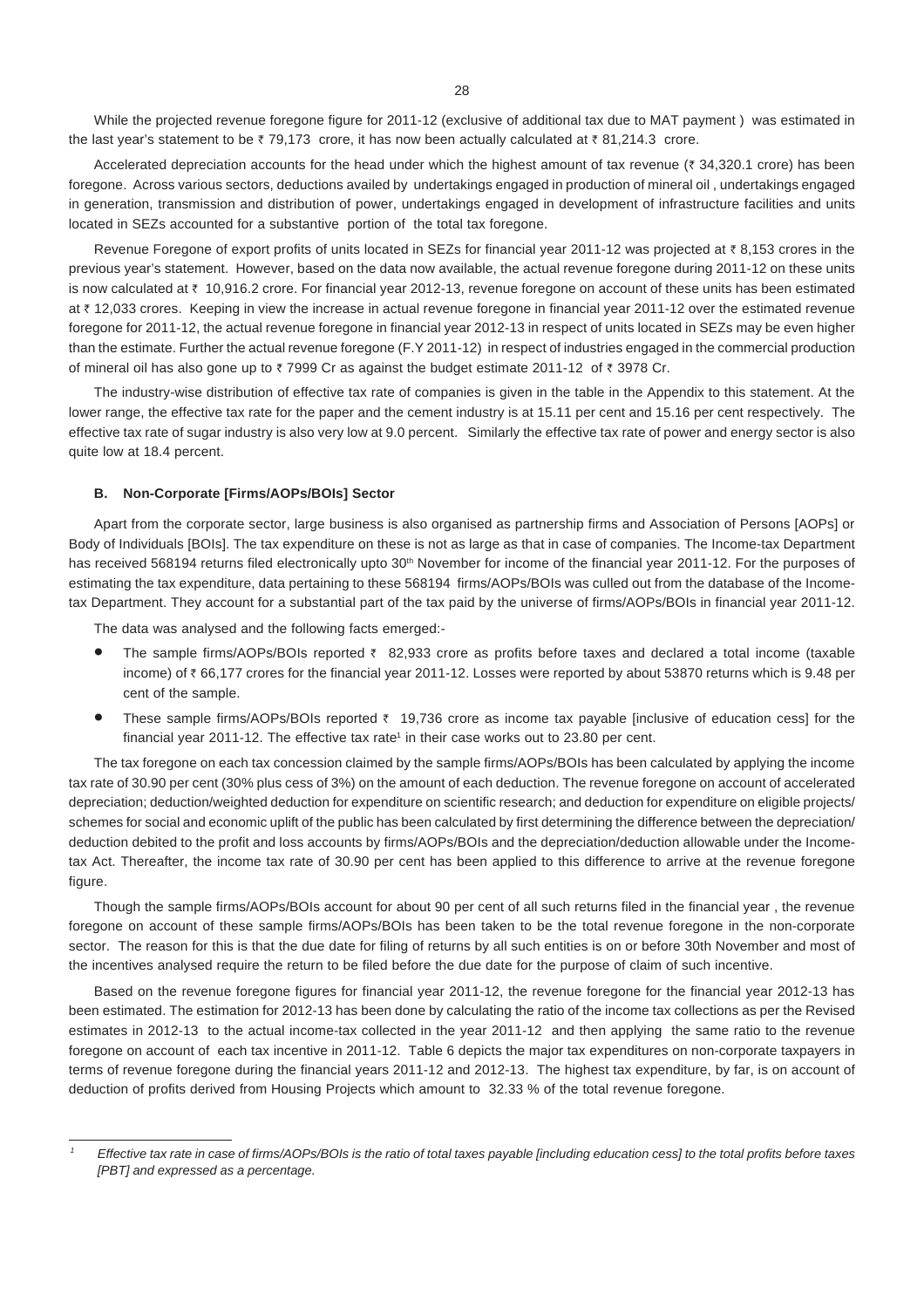While the projected revenue foregone figure for 2011-12 (exclusive of additional tax due to MAT payment ) was estimated in the last year's statement to be ₹ 79,173 crore, it has now been actually calculated at ₹ 81,214.3 crore.

Accelerated depreciation accounts for the head under which the highest amount of tax revenue (₹ 34,320.1 crore) has been foregone. Across various sectors, deductions availed by undertakings engaged in production of mineral oil , undertakings engaged in generation, transmission and distribution of power, undertakings engaged in development of infrastructure facilities and units located in SEZs accounted for a substantive portion of the total tax foregone.

Revenue Foregone of export profits of units located in SEZs for financial year 2011-12 was projected at ₹ 8,153 crores in the previous year's statement. However, based on the data now available, the actual revenue foregone during 2011-12 on these units is now calculated at ₹ 10,916.2 crore. For financial year 2012-13, revenue foregone on account of these units has been estimated at ₹ 12,033 crores. Keeping in view the increase in actual revenue foregone in financial year 2011-12 over the estimated revenue foregone for 2011-12, the actual revenue foregone in financial year 2012-13 in respect of units located in SEZs may be even higher than the estimate. Further the actual revenue foregone (F.Y 2011-12) in respect of industries engaged in the commercial production of mineral oil has also gone up to ₹ 7999 Cr as against the budget estimate 2011-12 of ₹ 3978 Cr.

The industry-wise distribution of effective tax rate of companies is given in the table in the Appendix to this statement. At the lower range, the effective tax rate for the paper and the cement industry is at 15.11 per cent and 15.16 per cent respectively. The effective tax rate of sugar industry is also very low at 9.0 percent. Similarly the effective tax rate of power and energy sector is also quite low at 18.4 percent.

### B. Non-Corporate [Firms/AOPs/BOIs] Sector

Apart from the corporate sector, large business is also organised as partnership firms and Association of Persons [AOPs] or Body of Individuals [BOIs]. The tax expenditure on these is not as large as that in case of companies. The Income-tax Department has received 568194 returns filed electronically upto 30th November for income of the financial year 2011-12. For the purposes of estimating the tax expenditure, data pertaining to these 568194 firms/AOPs/BOIs was culled out from the database of the Income-tax Department. They account for a substantial part of the tax paid by the universe of firms/AOPs/BOIs in financial year 2011-12.

The data was analysed and the following facts emerged:-

- The sample firms/AOPs/BOIs reported ₹ 82,933 crore as profits before taxes and declared a total income (taxable income) of ₹ 66,177 crores for the financial year 2011-12. Losses were reported by about 53870 returns which is 9.48 per cent of the sample.
- These sample firms/AOPs/BOIs reported ₹ 19,736 crore as income tax payable [inclusive of education cess] for the financial year 2011-12. The effective tax rate[1] in their case works out to 23.80 per cent.

The tax foregone on each tax concession claimed by the sample firms/AOPs/BOIs has been calculated by applying the income tax rate of 30.90 per cent (30% plus cess of 3%) on the amount of each deduction. The revenue foregone on account of accelerated depreciation; deduction/weighted deduction for expenditure on scientific research; and deduction for expenditure on eligible projects/ schemes for social and economic uplift of the public has been calculated by first determining the difference between the depreciation/ deduction debited to the profit and loss accounts by firms/AOPs/BOIs and the depreciation/deduction allowable under the Income-tax Act. Thereafter, the income tax rate of 30.90 per cent has been applied to this difference to arrive at the revenue foregone figure.

Though the sample firms/AOPs/BOIs account for about 90 per cent of all such returns filed in the financial year , the revenue foregone on account of these sample firms/AOPs/BOIs has been taken to be the total revenue foregone in the non-corporate sector. The reason for this is that the due date for filing of returns by all such entities is on or before 30th November and most of the incentives analysed require the return to be filed before the due date for the purpose of claim of such incentive.

Based on the revenue foregone figures for financial year 2011-12, the revenue foregone for the financial year 2012-13 has been estimated. The estimation for 2012-13 has been done by calculating the ratio of the income tax collections as per the Revised estimates in 2012-13 to the actual income-tax collected in the year 2011-12 and then applying the same ratio to the revenue foregone on account of each tax incentive in 2011-12. Table 6 depicts the major tax expenditures on non-corporate taxpayers in terms of revenue foregone during the financial years 2011-12 and 2012-13. The highest tax expenditure, by far, is on account of deduction of profits derived from Housing Projects which amount to 32.33 % of the total revenue foregone.

---

[1] *Effective tax rate in case of firms/AOPs/BOIs is the ratio of total taxes payable [including education cess] to the total profits before taxes [PBT] and expressed as a percentage.*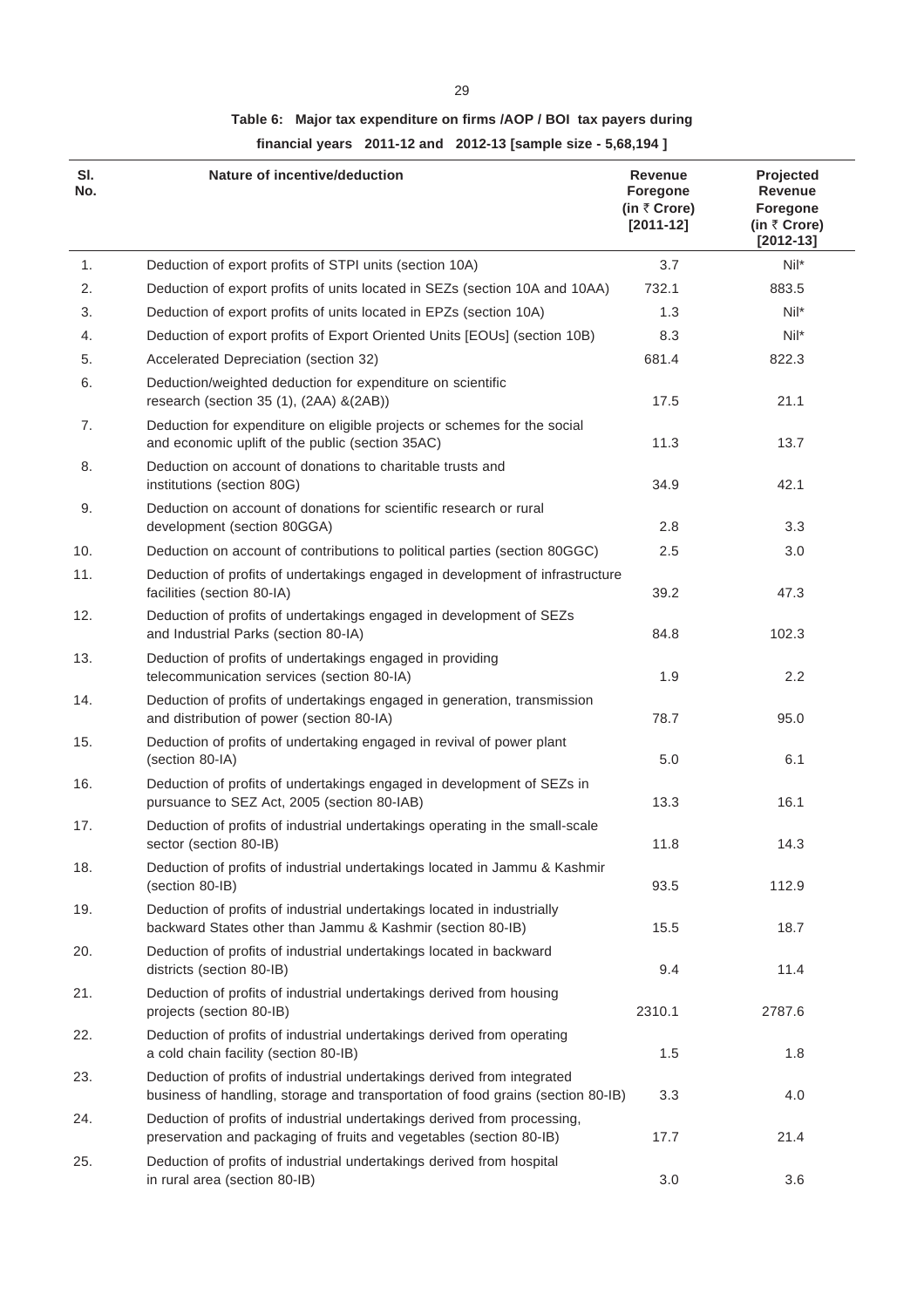**Table 6: Major tax expenditure on firms /AOP / BOI tax payers during financial years 2011-12 and 2012-13 [sample size - 5,68,194 ]**

| Sl. No. | Nature of incentive/deduction | Revenue Foregone (in ₹ Crore) [2011-12] | Projected Revenue Foregone (in ₹ Crore) [2012-13] |
|---|---|---|---|
| 1. | Deduction of export profits of STPI units (section 10A) | 3.7 | Nil* |
| 2. | Deduction of export profits of units located in SEZs (section 10A and 10AA) | 732.1 | 883.5 |
| 3. | Deduction of export profits of units located in EPZs (section 10A) | 1.3 | Nil* |
| 4. | Deduction of export profits of Export Oriented Units [EOUs] (section 10B) | 8.3 | Nil* |
| 5. | Accelerated Depreciation (section 32) | 681.4 | 822.3 |
| 6. | Deduction/weighted deduction for expenditure on scientific research (section 35 (1), (2AA) &(2AB)) | 17.5 | 21.1 |
| 7. | Deduction for expenditure on eligible projects or schemes for the social and economic uplift of the public (section 35AC) | 11.3 | 13.7 |
| 8. | Deduction on account of donations to charitable trusts and institutions (section 80G) | 34.9 | 42.1 |
| 9. | Deduction on account of donations for scientific research or rural development (section 80GGA) | 2.8 | 3.3 |
| 10. | Deduction on account of contributions to political parties (section 80GGC) | 2.5 | 3.0 |
| 11. | Deduction of profits of undertakings engaged in development of infrastructure facilities (section 80-IA) | 39.2 | 47.3 |
| 12. | Deduction of profits of undertakings engaged in development of SEZs and Industrial Parks (section 80-IA) | 84.8 | 102.3 |
| 13. | Deduction of profits of undertakings engaged in providing telecommunication services (section 80-IA) | 1.9 | 2.2 |
| 14. | Deduction of profits of undertakings engaged in generation, transmission and distribution of power (section 80-IA) | 78.7 | 95.0 |
| 15. | Deduction of profits of undertaking engaged in revival of power plant (section 80-IA) | 5.0 | 6.1 |
| 16. | Deduction of profits of undertakings engaged in development of SEZs in pursuance to SEZ Act, 2005 (section 80-IAB) | 13.3 | 16.1 |
| 17. | Deduction of profits of industrial undertakings operating in the small-scale sector (section 80-IB) | 11.8 | 14.3 |
| 18. | Deduction of profits of industrial undertakings located in Jammu & Kashmir (section 80-IB) | 93.5 | 112.9 |
| 19. | Deduction of profits of industrial undertakings located in industrially backward States other than Jammu & Kashmir (section 80-IB) | 15.5 | 18.7 |
| 20. | Deduction of profits of industrial undertakings located in backward districts (section 80-IB) | 9.4 | 11.4 |
| 21. | Deduction of profits of industrial undertakings derived from housing projects (section 80-IB) | 2310.1 | 2787.6 |
| 22. | Deduction of profits of industrial undertakings derived from operating a cold chain facility (section 80-IB) | 1.5 | 1.8 |
| 23. | Deduction of profits of industrial undertakings derived from integrated business of handling, storage and transportation of food grains (section 80-IB) | 3.3 | 4.0 |
| 24. | Deduction of profits of industrial undertakings derived from processing, preservation and packaging of fruits and vegetables (section 80-IB) | 17.7 | 21.4 |
| 25. | Deduction of profits of industrial undertakings derived from hospital in rural area (section 80-IB) | 3.0 | 3.6 |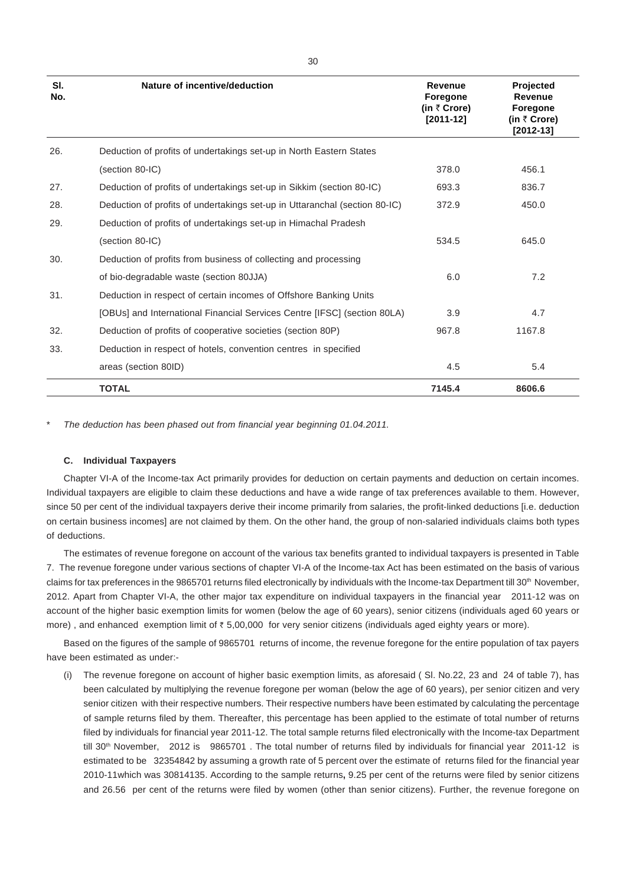| Sl. No. | Nature of incentive/deduction | Revenue Foregone (in ₹ Crore) [2011-12] | Projected Revenue Foregone (in ₹ Crore) [2012-13] |
|---|---|---|---|
| 26. | Deduction of profits of undertakings set-up in North Eastern States (section 80-IC) | 378.0 | 456.1 |
| 27. | Deduction of profits of undertakings set-up in Sikkim (section 80-IC) | 693.3 | 836.7 |
| 28. | Deduction of profits of undertakings set-up in Uttaranchal (section 80-IC) | 372.9 | 450.0 |
| 29. | Deduction of profits of undertakings set-up in Himachal Pradesh (section 80-IC) | 534.5 | 645.0 |
| 30. | Deduction of profits from business of collecting and processing of bio-degradable waste (section 80JJA) | 6.0 | 7.2 |
| 31. | Deduction in respect of certain incomes of Offshore Banking Units [OBUs] and International Financial Services Centre [IFSC] (section 80LA) | 3.9 | 4.7 |
| 32. | Deduction of profits of cooperative societies (section 80P) | 967.8 | 1167.8 |
| 33. | Deduction in respect of hotels, convention centres in specified areas (section 80ID) | 4.5 | 5.4 |
| | **TOTAL** | **7145.4** | **8606.6** |

\* *The deduction has been phased out from financial year beginning 01.04.2011.*

### C. Individual Taxpayers

Chapter VI-A of the Income-tax Act primarily provides for deduction on certain payments and deduction on certain incomes. Individual taxpayers are eligible to claim these deductions and have a wide range of tax preferences available to them. However, since 50 per cent of the individual taxpayers derive their income primarily from salaries, the profit-linked deductions [i.e. deduction on certain business incomes] are not claimed by them. On the other hand, the group of non-salaried individuals claims both types of deductions.

The estimates of revenue foregone on account of the various tax benefits granted to individual taxpayers is presented in Table 7. The revenue foregone under various sections of chapter VI-A of the Income-tax Act has been estimated on the basis of various claims for tax preferences in the 9865701 returns filed electronically by individuals with the Income-tax Department till 30th November, 2012. Apart from Chapter VI-A, the other major tax expenditure on individual taxpayers in the financial year 2011-12 was on account of the higher basic exemption limits for women (below the age of 60 years), senior citizens (individuals aged 60 years or more) , and enhanced exemption limit of ₹ 5,00,000 for very senior citizens (individuals aged eighty years or more).

Based on the figures of the sample of 9865701 returns of income, the revenue foregone for the entire population of tax payers have been estimated as under:-

(i) The revenue foregone on account of higher basic exemption limits, as aforesaid ( Sl. No.22, 23 and 24 of table 7), has been calculated by multiplying the revenue foregone per woman (below the age of 60 years), per senior citizen and very senior citizen with their respective numbers. Their respective numbers have been estimated by calculating the percentage of sample returns filed by them. Thereafter, this percentage has been applied to the estimate of total number of returns filed by individuals for financial year 2011-12. The total sample returns filed electronically with the Income-tax Department till 30th November, 2012 is 9865701 . The total number of returns filed by individuals for financial year 2011-12 is estimated to be 32354842 by assuming a growth rate of 5 percent over the estimate of returns filed for the financial year 2010-11which was 30814135. According to the sample returns**,** 9.25 per cent of the returns were filed by senior citizens and 26.56 per cent of the returns were filed by women (other than senior citizens). Further, the revenue foregone on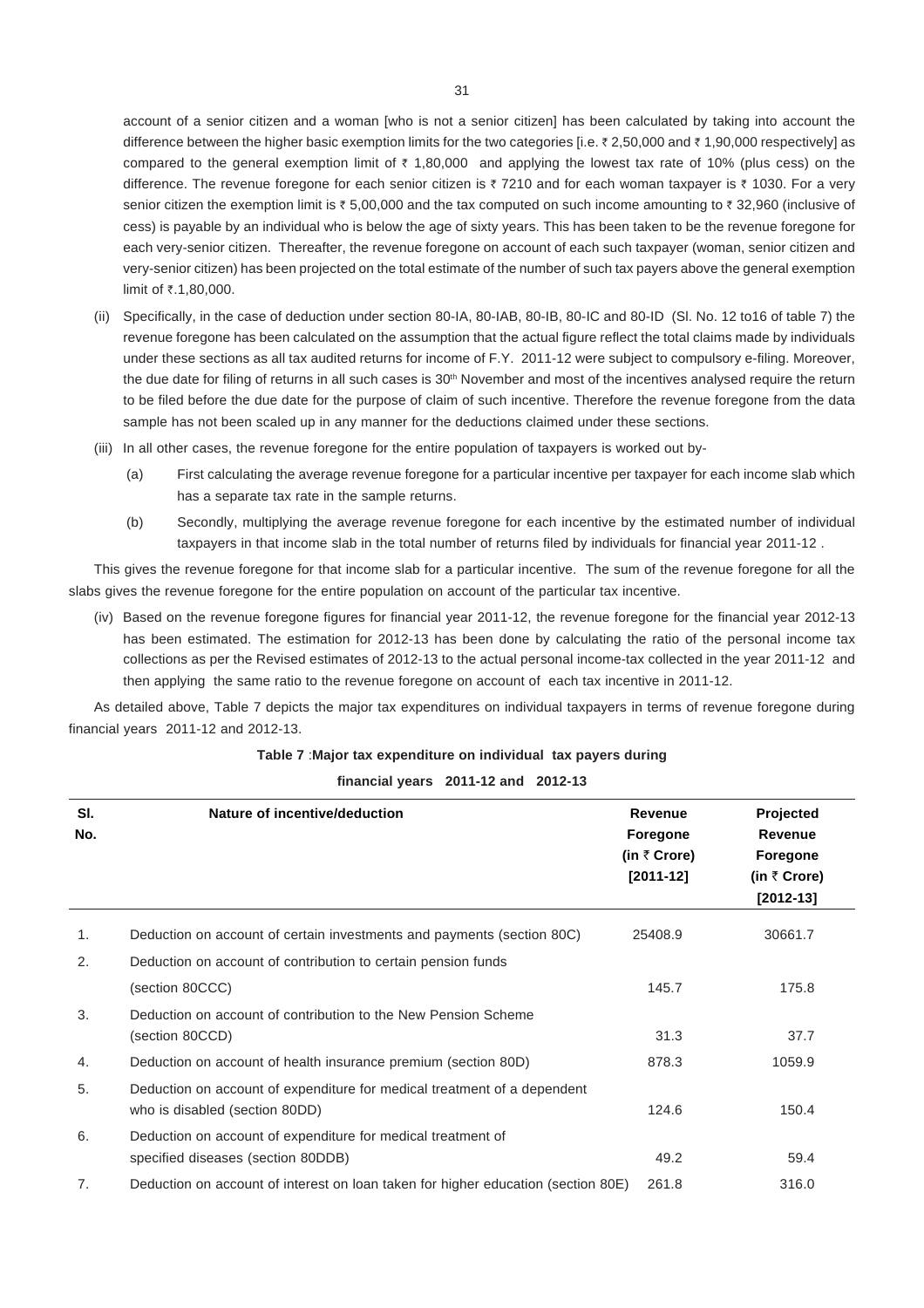account of a senior citizen and a woman [who is not a senior citizen] has been calculated by taking into account the difference between the higher basic exemption limits for the two categories [i.e. ₹ 2,50,000 and ₹ 1,90,000 respectively] as compared to the general exemption limit of ₹ 1,80,000 and applying the lowest tax rate of 10% (plus cess) on the difference. The revenue foregone for each senior citizen is ₹ 7210 and for each woman taxpayer is ₹ 1030. For a very senior citizen the exemption limit is ₹ 5,00,000 and the tax computed on such income amounting to ₹ 32,960 (inclusive of cess) is payable by an individual who is below the age of sixty years. This has been taken to be the revenue foregone for each very-senior citizen. Thereafter, the revenue foregone on account of each such taxpayer (woman, senior citizen and very-senior citizen) has been projected on the total estimate of the number of such tax payers above the general exemption limit of ₹.1,80,000.

(ii) Specifically, in the case of deduction under section 80-IA, 80-IAB, 80-IB, 80-IC and 80-ID (Sl. No. 12 to16 of table 7) the revenue foregone has been calculated on the assumption that the actual figure reflect the total claims made by individuals under these sections as all tax audited returns for income of F.Y. 2011-12 were subject to compulsory e-filing. Moreover, the due date for filing of returns in all such cases is 30th November and most of the incentives analysed require the return to be filed before the due date for the purpose of claim of such incentive. Therefore the revenue foregone from the data sample has not been scaled up in any manner for the deductions claimed under these sections.

(iii) In all other cases, the revenue foregone for the entire population of taxpayers is worked out by-

(a) First calculating the average revenue foregone for a particular incentive per taxpayer for each income slab which has a separate tax rate in the sample returns.

(b) Secondly, multiplying the average revenue foregone for each incentive by the estimated number of individual taxpayers in that income slab in the total number of returns filed by individuals for financial year 2011-12 .

This gives the revenue foregone for that income slab for a particular incentive. The sum of the revenue foregone for all the slabs gives the revenue foregone for the entire population on account of the particular tax incentive.

(iv) Based on the revenue foregone figures for financial year 2011-12, the revenue foregone for the financial year 2012-13 has been estimated. The estimation for 2012-13 has been done by calculating the ratio of the personal income tax collections as per the Revised estimates of 2012-13 to the actual personal income-tax collected in the year 2011-12 and then applying the same ratio to the revenue foregone on account of each tax incentive in 2011-12.

As detailed above, Table 7 depicts the major tax expenditures on individual taxpayers in terms of revenue foregone during financial years 2011-12 and 2012-13.

**Table 7 :Major tax expenditure on individual tax payers during financial years 2011-12 and 2012-13**

| Sl. No. | Nature of incentive/deduction | Revenue Foregone (in ₹ Crore) [2011-12] | Projected Revenue Foregone (in ₹ Crore) [2012-13] |
|---|---|---|---|
| 1. | Deduction on account of certain investments and payments (section 80C) | 25408.9 | 30661.7 |
| 2. | Deduction on account of contribution to certain pension funds (section 80CCC) | 145.7 | 175.8 |
| 3. | Deduction on account of contribution to the New Pension Scheme (section 80CCD) | 31.3 | 37.7 |
| 4. | Deduction on account of health insurance premium (section 80D) | 878.3 | 1059.9 |
| 5. | Deduction on account of expenditure for medical treatment of a dependent who is disabled (section 80DD) | 124.6 | 150.4 |
| 6. | Deduction on account of expenditure for medical treatment of specified diseases (section 80DDB) | 49.2 | 59.4 |
| 7. | Deduction on account of interest on loan taken for higher education (section 80E) | 261.8 | 316.0 |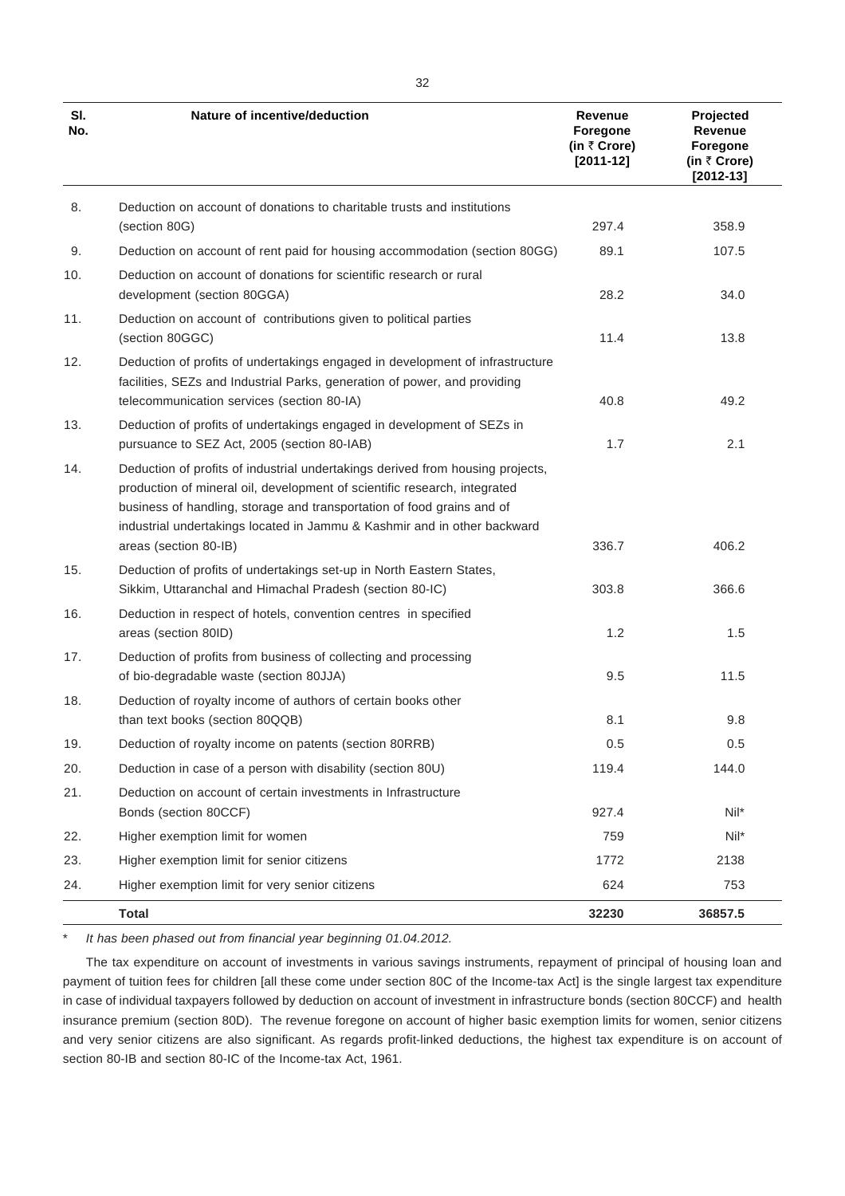| Sl. No. | Nature of incentive/deduction | Revenue Foregone (in ₹ Crore) [2011-12] | Projected Revenue Foregone (in ₹ Crore) [2012-13] |
|---|---|---|---|
| 8. | Deduction on account of donations to charitable trusts and institutions (section 80G) | 297.4 | 358.9 |
| 9. | Deduction on account of rent paid for housing accommodation (section 80GG) | 89.1 | 107.5 |
| 10. | Deduction on account of donations for scientific research or rural development (section 80GGA) | 28.2 | 34.0 |
| 11. | Deduction on account of contributions given to political parties (section 80GGC) | 11.4 | 13.8 |
| 12. | Deduction of profits of undertakings engaged in development of infrastructure facilities, SEZs and Industrial Parks, generation of power, and providing telecommunication services (section 80-IA) | 40.8 | 49.2 |
| 13. | Deduction of profits of undertakings engaged in development of SEZs in pursuance to SEZ Act, 2005 (section 80-IAB) | 1.7 | 2.1 |
| 14. | Deduction of profits of industrial undertakings derived from housing projects, production of mineral oil, development of scientific research, integrated business of handling, storage and transportation of food grains and of industrial undertakings located in Jammu & Kashmir and in other backward areas (section 80-IB) | 336.7 | 406.2 |
| 15. | Deduction of profits of undertakings set-up in North Eastern States, Sikkim, Uttaranchal and Himachal Pradesh (section 80-IC) | 303.8 | 366.6 |
| 16. | Deduction in respect of hotels, convention centres in specified areas (section 80ID) | 1.2 | 1.5 |
| 17. | Deduction of profits from business of collecting and processing of bio-degradable waste (section 80JJA) | 9.5 | 11.5 |
| 18. | Deduction of royalty income of authors of certain books other than text books (section 80QQB) | 8.1 | 9.8 |
| 19. | Deduction of royalty income on patents (section 80RRB) | 0.5 | 0.5 |
| 20. | Deduction in case of a person with disability (section 80U) | 119.4 | 144.0 |
| 21. | Deduction on account of certain investments in Infrastructure Bonds (section 80CCF) | 927.4 | Nil* |
| 22. | Higher exemption limit for women | 759 | Nil* |
| 23. | Higher exemption limit for senior citizens | 1772 | 2138 |
| 24. | Higher exemption limit for very senior citizens | 624 | 753 |
| | **Total** | **32230** | **36857.5** |

\* *It has been phased out from financial year beginning 01.04.2012.*

The tax expenditure on account of investments in various savings instruments, repayment of principal of housing loan and payment of tuition fees for children [all these come under section 80C of the Income-tax Act] is the single largest tax expenditure in case of individual taxpayers followed by deduction on account of investment in infrastructure bonds (section 80CCF) and health insurance premium (section 80D). The revenue foregone on account of higher basic exemption limits for women, senior citizens and very senior citizens are also significant. As regards profit-linked deductions, the highest tax expenditure is on account of section 80-IB and section 80-IC of the Income-tax Act, 1961.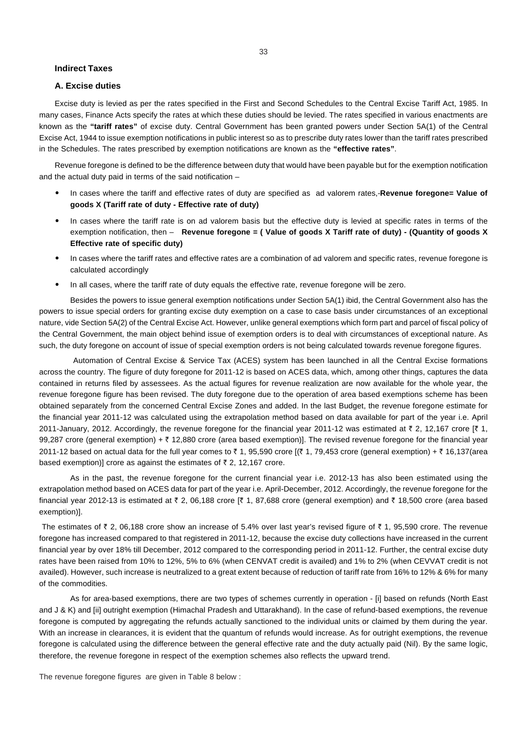## Indirect Taxes

### A. Excise duties

Excise duty is levied as per the rates specified in the First and Second Schedules to the Central Excise Tariff Act, 1985. In many cases, Finance Acts specify the rates at which these duties should be levied. The rates specified in various enactments are known as the **"tariff rates"** of excise duty. Central Government has been granted powers under Section 5A(1) of the Central Excise Act, 1944 to issue exemption notifications in public interest so as to prescribe duty rates lower than the tariff rates prescribed in the Schedules. The rates prescribed by exemption notifications are known as the **"effective rates"**.

Revenue foregone is defined to be the difference between duty that would have been payable but for the exemption notification and the actual duty paid in terms of the said notification –

- In cases where the tariff and effective rates of duty are specified as ad valorem rates,-**Revenue foregone= Value of goods X (Tariff rate of duty - Effective rate of duty)**
- In cases where the tariff rate is on ad valorem basis but the effective duty is levied at specific rates in terms of the exemption notification, then – **Revenue foregone = ( Value of goods X Tariff rate of duty) - (Quantity of goods X Effective rate of specific duty)**
- In cases where the tariff rates and effective rates are a combination of ad valorem and specific rates, revenue foregone is calculated accordingly
- In all cases, where the tariff rate of duty equals the effective rate, revenue foregone will be zero.

Besides the powers to issue general exemption notifications under Section 5A(1) ibid, the Central Government also has the powers to issue special orders for granting excise duty exemption on a case to case basis under circumstances of an exceptional nature, vide Section 5A(2) of the Central Excise Act. However, unlike general exemptions which form part and parcel of fiscal policy of the Central Government, the main object behind issue of exemption orders is to deal with circumstances of exceptional nature. As such, the duty foregone on account of issue of special exemption orders is not being calculated towards revenue foregone figures.

Automation of Central Excise & Service Tax (ACES) system has been launched in all the Central Excise formations across the country. The figure of duty foregone for 2011-12 is based on ACES data, which, among other things, captures the data contained in returns filed by assessees. As the actual figures for revenue realization are now available for the whole year, the revenue foregone figure has been revised. The duty foregone due to the operation of area based exemptions scheme has been obtained separately from the concerned Central Excise Zones and added. In the last Budget, the revenue foregone estimate for the financial year 2011-12 was calculated using the extrapolation method based on data available for part of the year i.e. April 2011-January, 2012. Accordingly, the revenue foregone for the financial year 2011-12 was estimated at ₹ 2, 12,167 crore [₹ 1, 99,287 crore (general exemption) + ₹ 12,880 crore (area based exemption)]. The revised revenue foregone for the financial year 2011-12 based on actual data for the full year comes to ₹ 1, 95,590 crore [(₹ 1, 79,453 crore (general exemption) + ₹ 16,137(area based exemption)] crore as against the estimates of ₹ 2, 12,167 crore.

As in the past, the revenue foregone for the current financial year i.e. 2012-13 has also been estimated using the extrapolation method based on ACES data for part of the year i.e. April-December, 2012. Accordingly, the revenue foregone for the financial year 2012-13 is estimated at ₹ 2, 06,188 crore [₹ 1, 87,688 crore (general exemption) and ₹ 18,500 crore (area based exemption)].

The estimates of ₹ 2, 06,188 crore show an increase of 5.4% over last year's revised figure of ₹ 1, 95,590 crore. The revenue foregone has increased compared to that registered in 2011-12, because the excise duty collections have increased in the current financial year by over 18% till December, 2012 compared to the corresponding period in 2011-12. Further, the central excise duty rates have been raised from 10% to 12%, 5% to 6% (when CENVAT credit is availed) and 1% to 2% (when CEVVAT credit is not availed). However, such increase is neutralized to a great extent because of reduction of tariff rate from 16% to 12% & 6% for many of the commodities.

As for area-based exemptions, there are two types of schemes currently in operation - [i] based on refunds (North East and J & K) and [ii] outright exemption (Himachal Pradesh and Uttarakhand). In the case of refund-based exemptions, the revenue foregone is computed by aggregating the refunds actually sanctioned to the individual units or claimed by them during the year. With an increase in clearances, it is evident that the quantum of refunds would increase. As for outright exemptions, the revenue foregone is calculated using the difference between the general effective rate and the duty actually paid (Nil). By the same logic, therefore, the revenue foregone in respect of the exemption schemes also reflects the upward trend.

The revenue foregone figures are given in Table 8 below :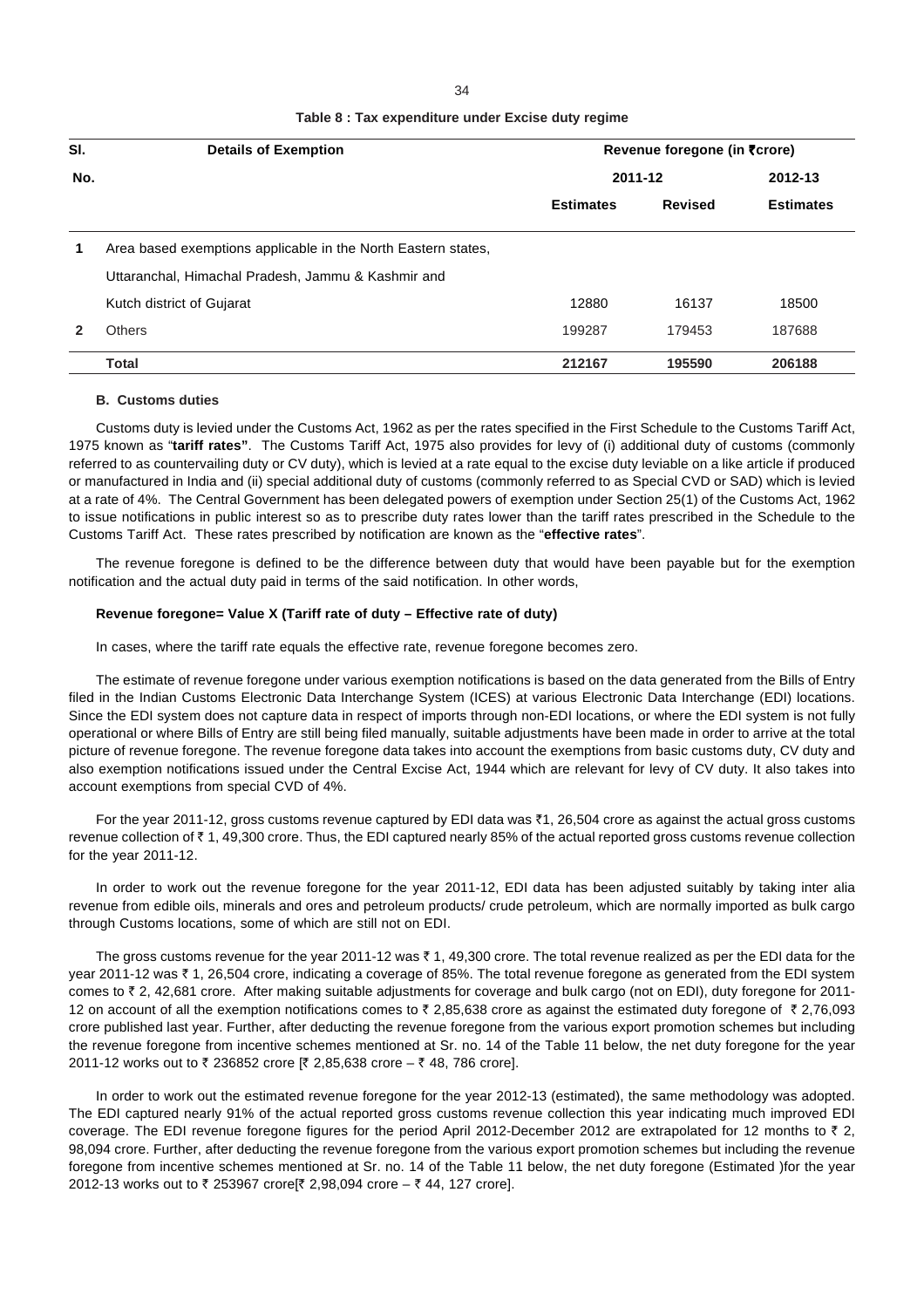**Table 8 : Tax expenditure under Excise duty regime**

| Sl. No. | Details of Exemption | Revenue foregone (in ₹crore) | | |
|---|---|---|---|---|
| | | 2011-12 | | 2012-13 |
| | | Estimates | Revised | Estimates |
| 1 | Area based exemptions applicable in the North Eastern states, Uttaranchal, Himachal Pradesh, Jammu & Kashmir and Kutch district of Gujarat | 12880 | 16137 | 18500 |
| 2 | Others | 199287 | 179453 | 187688 |
| | **Total** | **212167** | **195590** | **206188** |

### B. Customs duties

Customs duty is levied under the Customs Act, 1962 as per the rates specified in the First Schedule to the Customs Tariff Act, 1975 known as "**tariff rates"**. The Customs Tariff Act, 1975 also provides for levy of (i) additional duty of customs (commonly referred to as countervailing duty or CV duty), which is levied at a rate equal to the excise duty leviable on a like article if produced or manufactured in India and (ii) special additional duty of customs (commonly referred to as Special CVD or SAD) which is levied at a rate of 4%. The Central Government has been delegated powers of exemption under Section 25(1) of the Customs Act, 1962 to issue notifications in public interest so as to prescribe duty rates lower than the tariff rates prescribed in the Schedule to the Customs Tariff Act. These rates prescribed by notification are known as the "**effective rates**".

The revenue foregone is defined to be the difference between duty that would have been payable but for the exemption notification and the actual duty paid in terms of the said notification. In other words,

**Revenue foregone= Value X (Tariff rate of duty – Effective rate of duty)**

In cases, where the tariff rate equals the effective rate, revenue foregone becomes zero.

The estimate of revenue foregone under various exemption notifications is based on the data generated from the Bills of Entry filed in the Indian Customs Electronic Data Interchange System (ICES) at various Electronic Data Interchange (EDI) locations. Since the EDI system does not capture data in respect of imports through non-EDI locations, or where the EDI system is not fully operational or where Bills of Entry are still being filed manually, suitable adjustments have been made in order to arrive at the total picture of revenue foregone. The revenue foregone data takes into account the exemptions from basic customs duty, CV duty and also exemption notifications issued under the Central Excise Act, 1944 which are relevant for levy of CV duty. It also takes into account exemptions from special CVD of 4%.

For the year 2011-12, gross customs revenue captured by EDI data was ₹1, 26,504 crore as against the actual gross customs revenue collection of ₹ 1, 49,300 crore. Thus, the EDI captured nearly 85% of the actual reported gross customs revenue collection for the year 2011-12.

In order to work out the revenue foregone for the year 2011-12, EDI data has been adjusted suitably by taking inter alia revenue from edible oils, minerals and ores and petroleum products/ crude petroleum, which are normally imported as bulk cargo through Customs locations, some of which are still not on EDI.

The gross customs revenue for the year 2011-12 was ₹ 1, 49,300 crore. The total revenue realized as per the EDI data for the year 2011-12 was ₹ 1, 26,504 crore, indicating a coverage of 85%. The total revenue foregone as generated from the EDI system comes to ₹ 2, 42,681 crore. After making suitable adjustments for coverage and bulk cargo (not on EDI), duty foregone for 2011-12 on account of all the exemption notifications comes to ₹ 2,85,638 crore as against the estimated duty foregone of ₹ 2,76,093 crore published last year. Further, after deducting the revenue foregone from the various export promotion schemes but including the revenue foregone from incentive schemes mentioned at Sr. no. 14 of the Table 11 below, the net duty foregone for the year 2011-12 works out to ₹ 236852 crore [₹ 2,85,638 crore – ₹ 48, 786 crore].

In order to work out the estimated revenue foregone for the year 2012-13 (estimated), the same methodology was adopted. The EDI captured nearly 91% of the actual reported gross customs revenue collection this year indicating much improved EDI coverage. The EDI revenue foregone figures for the period April 2012-December 2012 are extrapolated for 12 months to ₹ 2, 98,094 crore. Further, after deducting the revenue foregone from the various export promotion schemes but including the revenue foregone from incentive schemes mentioned at Sr. no. 14 of the Table 11 below, the net duty foregone (Estimated )for the year 2012-13 works out to ₹ 253967 crore[₹ 2,98,094 crore – ₹ 44, 127 crore].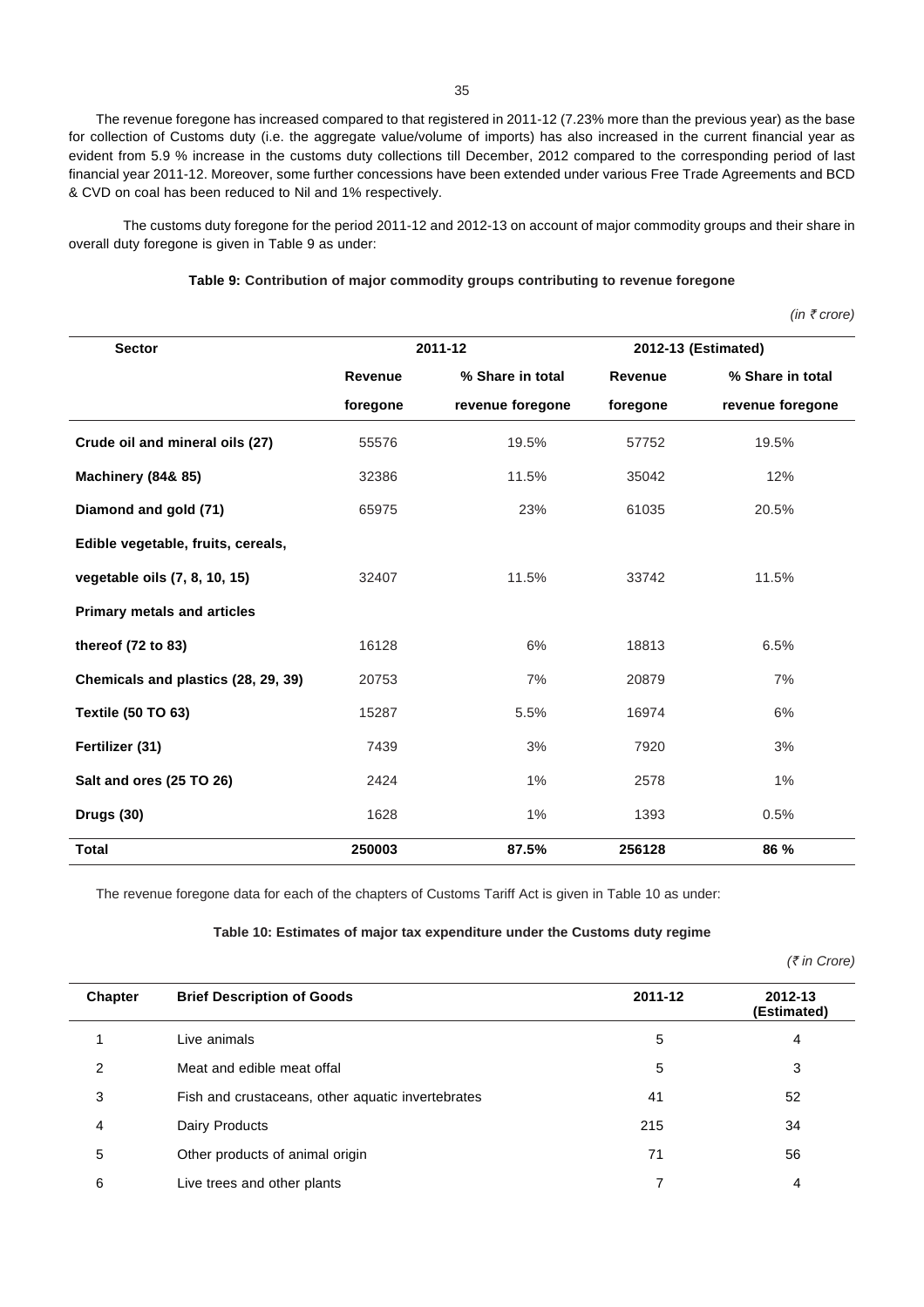The revenue foregone has increased compared to that registered in 2011-12 (7.23% more than the previous year) as the base for collection of Customs duty (i.e. the aggregate value/volume of imports) has also increased in the current financial year as evident from 5.9 % increase in the customs duty collections till December, 2012 compared to the corresponding period of last financial year 2011-12. Moreover, some further concessions have been extended under various Free Trade Agreements and BCD & CVD on coal has been reduced to Nil and 1% respectively.

The customs duty foregone for the period 2011-12 and 2012-13 on account of major commodity groups and their share in overall duty foregone is given in Table 9 as under:

**Table 9: Contribution of major commodity groups contributing to revenue foregone**

*(in ₹ crore)*

| Sector | 2011-12 | | 2012-13 (Estimated) | |
|---|---|---|---|---|
| | Revenue foregone | % Share in total revenue foregone | Revenue foregone | % Share in total revenue foregone |
| **Crude oil and mineral oils (27)** | 55576 | 19.5% | 57752 | 19.5% |
| **Machinery (84& 85)** | 32386 | 11.5% | 35042 | 12% |
| **Diamond and gold (71)** | 65975 | 23% | 61035 | 20.5% |
| **Edible vegetable, fruits, cereals, vegetable oils (7, 8, 10, 15)** | 32407 | 11.5% | 33742 | 11.5% |
| **Primary metals and articles thereof (72 to 83)** | 16128 | 6% | 18813 | 6.5% |
| **Chemicals and plastics (28, 29, 39)** | 20753 | 7% | 20879 | 7% |
| **Textile (50 TO 63)** | 15287 | 5.5% | 16974 | 6% |
| **Fertilizer (31)** | 7439 | 3% | 7920 | 3% |
| **Salt and ores (25 TO 26)** | 2424 | 1% | 2578 | 1% |
| **Drugs (30)** | 1628 | 1% | 1393 | 0.5% |
| **Total** | **250003** | **87.5%** | **256128** | **86 %** |

The revenue foregone data for each of the chapters of Customs Tariff Act is given in Table 10 as under:

**Table 10: Estimates of major tax expenditure under the Customs duty regime**

*(₹ in Crore)*

| Chapter | Brief Description of Goods | 2011-12 | 2012-13 (Estimated) |
|---|---|---|---|
| 1 | Live animals | 5 | 4 |
| 2 | Meat and edible meat offal | 5 | 3 |
| 3 | Fish and crustaceans, other aquatic invertebrates | 41 | 52 |
| 4 | Dairy Products | 215 | 34 |
| 5 | Other products of animal origin | 71 | 56 |
| 6 | Live trees and other plants | 7 | 4 |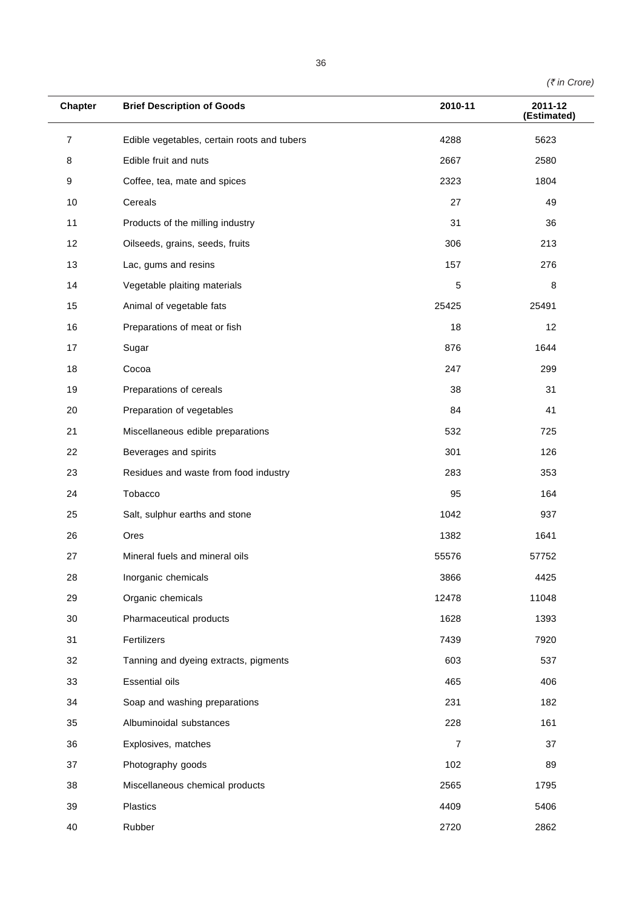*(₹ in Crore)*

| Chapter | Brief Description of Goods | 2010-11 | 2011-12 (Estimated) |
|---|---|---|---|
| 7 | Edible vegetables, certain roots and tubers | 4288 | 5623 |
| 8 | Edible fruit and nuts | 2667 | 2580 |
| 9 | Coffee, tea, mate and spices | 2323 | 1804 |
| 10 | Cereals | 27 | 49 |
| 11 | Products of the milling industry | 31 | 36 |
| 12 | Oilseeds, grains, seeds, fruits | 306 | 213 |
| 13 | Lac, gums and resins | 157 | 276 |
| 14 | Vegetable plaiting materials | 5 | 8 |
| 15 | Animal of vegetable fats | 25425 | 25491 |
| 16 | Preparations of meat or fish | 18 | 12 |
| 17 | Sugar | 876 | 1644 |
| 18 | Cocoa | 247 | 299 |
| 19 | Preparations of cereals | 38 | 31 |
| 20 | Preparation of vegetables | 84 | 41 |
| 21 | Miscellaneous edible preparations | 532 | 725 |
| 22 | Beverages and spirits | 301 | 126 |
| 23 | Residues and waste from food industry | 283 | 353 |
| 24 | Tobacco | 95 | 164 |
| 25 | Salt, sulphur earths and stone | 1042 | 937 |
| 26 | Ores | 1382 | 1641 |
| 27 | Mineral fuels and mineral oils | 55576 | 57752 |
| 28 | Inorganic chemicals | 3866 | 4425 |
| 29 | Organic chemicals | 12478 | 11048 |
| 30 | Pharmaceutical products | 1628 | 1393 |
| 31 | Fertilizers | 7439 | 7920 |
| 32 | Tanning and dyeing extracts, pigments | 603 | 537 |
| 33 | Essential oils | 465 | 406 |
| 34 | Soap and washing preparations | 231 | 182 |
| 35 | Albuminoidal substances | 228 | 161 |
| 36 | Explosives, matches | 7 | 37 |
| 37 | Photography goods | 102 | 89 |
| 38 | Miscellaneous chemical products | 2565 | 1795 |
| 39 | Plastics | 4409 | 5406 |
| 40 | Rubber | 2720 | 2862 |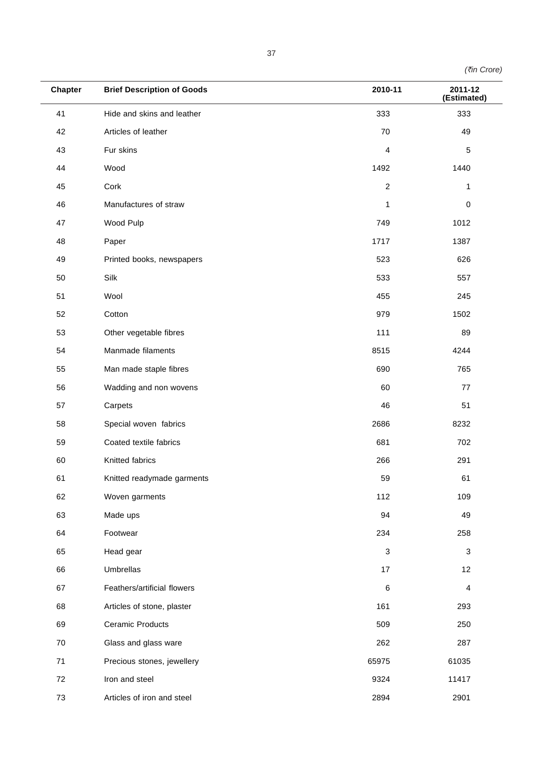*(₹in Crore)*

| Chapter | Brief Description of Goods | 2010-11 | 2011-12 (Estimated) |
|---|---|---|---|
| 41 | Hide and skins and leather | 333 | 333 |
| 42 | Articles of leather | 70 | 49 |
| 43 | Fur skins | 4 | 5 |
| 44 | Wood | 1492 | 1440 |
| 45 | Cork | 2 | 1 |
| 46 | Manufactures of straw | 1 | 0 |
| 47 | Wood Pulp | 749 | 1012 |
| 48 | Paper | 1717 | 1387 |
| 49 | Printed books, newspapers | 523 | 626 |
| 50 | Silk | 533 | 557 |
| 51 | Wool | 455 | 245 |
| 52 | Cotton | 979 | 1502 |
| 53 | Other vegetable fibres | 111 | 89 |
| 54 | Manmade filaments | 8515 | 4244 |
| 55 | Man made staple fibres | 690 | 765 |
| 56 | Wadding and non wovens | 60 | 77 |
| 57 | Carpets | 46 | 51 |
| 58 | Special woven fabrics | 2686 | 8232 |
| 59 | Coated textile fabrics | 681 | 702 |
| 60 | Knitted fabrics | 266 | 291 |
| 61 | Knitted readymade garments | 59 | 61 |
| 62 | Woven garments | 112 | 109 |
| 63 | Made ups | 94 | 49 |
| 64 | Footwear | 234 | 258 |
| 65 | Head gear | 3 | 3 |
| 66 | Umbrellas | 17 | 12 |
| 67 | Feathers/artificial flowers | 6 | 4 |
| 68 | Articles of stone, plaster | 161 | 293 |
| 69 | Ceramic Products | 509 | 250 |
| 70 | Glass and glass ware | 262 | 287 |
| 71 | Precious stones, jewellery | 65975 | 61035 |
| 72 | Iron and steel | 9324 | 11417 |
| 73 | Articles of iron and steel | 2894 | 2901 |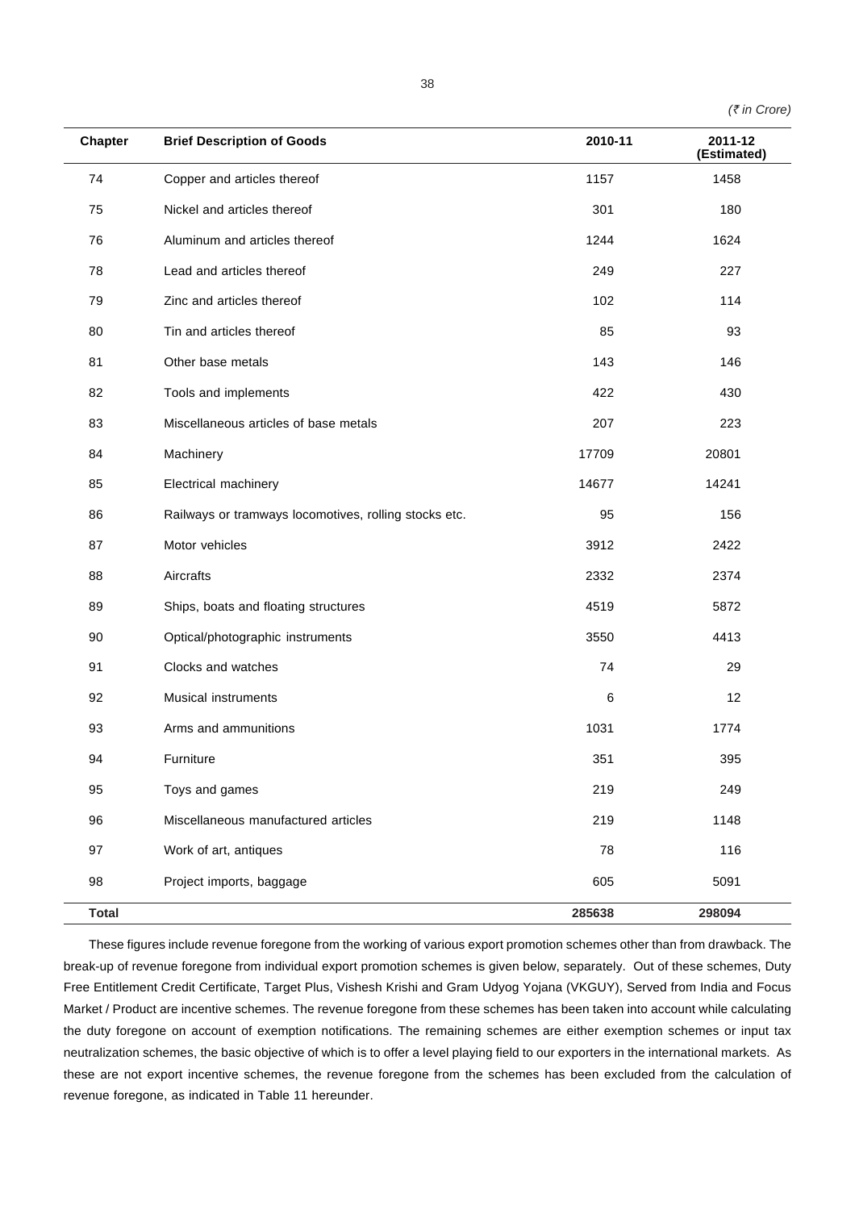*(₹ in Crore)*

| Chapter | Brief Description of Goods | 2010-11 | 2011-12 (Estimated) |
|---|---|---|---|
| 74 | Copper and articles thereof | 1157 | 1458 |
| 75 | Nickel and articles thereof | 301 | 180 |
| 76 | Aluminum and articles thereof | 1244 | 1624 |
| 78 | Lead and articles thereof | 249 | 227 |
| 79 | Zinc and articles thereof | 102 | 114 |
| 80 | Tin and articles thereof | 85 | 93 |
| 81 | Other base metals | 143 | 146 |
| 82 | Tools and implements | 422 | 430 |
| 83 | Miscellaneous articles of base metals | 207 | 223 |
| 84 | Machinery | 17709 | 20801 |
| 85 | Electrical machinery | 14677 | 14241 |
| 86 | Railways or tramways locomotives, rolling stocks etc. | 95 | 156 |
| 87 | Motor vehicles | 3912 | 2422 |
| 88 | Aircrafts | 2332 | 2374 |
| 89 | Ships, boats and floating structures | 4519 | 5872 |
| 90 | Optical/photographic instruments | 3550 | 4413 |
| 91 | Clocks and watches | 74 | 29 |
| 92 | Musical instruments | 6 | 12 |
| 93 | Arms and ammunitions | 1031 | 1774 |
| 94 | Furniture | 351 | 395 |
| 95 | Toys and games | 219 | 249 |
| 96 | Miscellaneous manufactured articles | 219 | 1148 |
| 97 | Work of art, antiques | 78 | 116 |
| 98 | Project imports, baggage | 605 | 5091 |
| **Total** | | **285638** | **298094** |

These figures include revenue foregone from the working of various export promotion schemes other than from drawback. The break-up of revenue foregone from individual export promotion schemes is given below, separately. Out of these schemes, Duty Free Entitlement Credit Certificate, Target Plus, Vishesh Krishi and Gram Udyog Yojana (VKGUY), Served from India and Focus Market / Product are incentive schemes. The revenue foregone from these schemes has been taken into account while calculating the duty foregone on account of exemption notifications. The remaining schemes are either exemption schemes or input tax neutralization schemes, the basic objective of which is to offer a level playing field to our exporters in the international markets. As these are not export incentive schemes, the revenue foregone from the schemes has been excluded from the calculation of revenue foregone, as indicated in Table 11 hereunder.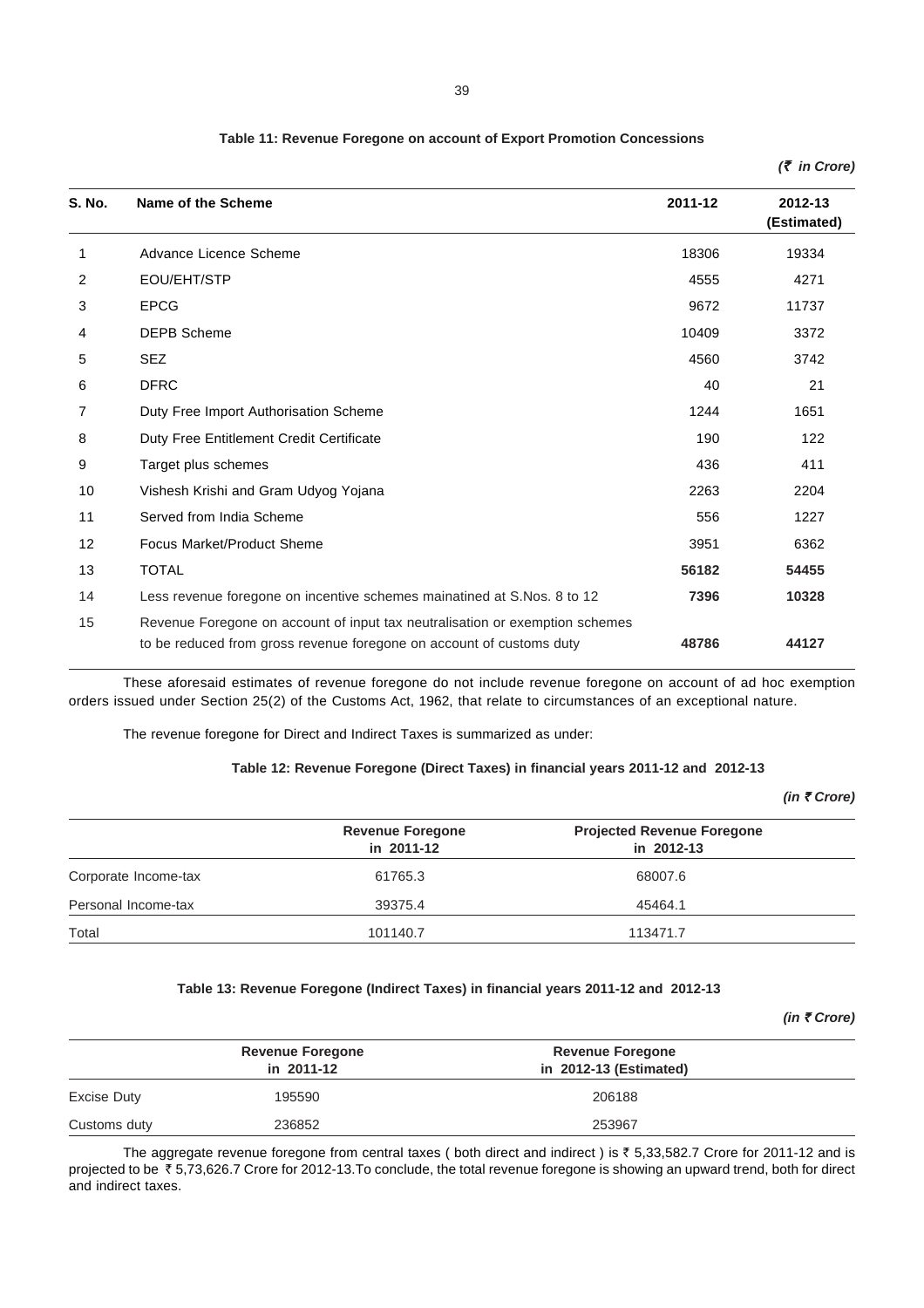**Table 11: Revenue Foregone on account of Export Promotion Concessions**

*(₹ in Crore)*

| S. No. | Name of the Scheme | 2011-12 | 2012-13 (Estimated) |
|---|---|---|---|
| 1 | Advance Licence Scheme | 18306 | 19334 |
| 2 | EOU/EHT/STP | 4555 | 4271 |
| 3 | EPCG | 9672 | 11737 |
| 4 | DEPB Scheme | 10409 | 3372 |
| 5 | SEZ | 4560 | 3742 |
| 6 | DFRC | 40 | 21 |
| 7 | Duty Free Import Authorisation Scheme | 1244 | 1651 |
| 8 | Duty Free Entitlement Credit Certificate | 190 | 122 |
| 9 | Target plus schemes | 436 | 411 |
| 10 | Vishesh Krishi and Gram Udyog Yojana | 2263 | 2204 |
| 11 | Served from India Scheme | 556 | 1227 |
| 12 | Focus Market/Product Sheme | 3951 | 6362 |
| 13 | TOTAL | **56182** | **54455** |
| 14 | Less revenue foregone on incentive schemes mainatined at S.Nos. 8 to 12 | **7396** | **10328** |
| 15 | Revenue Foregone on account of input tax neutralisation or exemption schemes to be reduced from gross revenue foregone on account of customs duty | **48786** | **44127** |

These aforesaid estimates of revenue foregone do not include revenue foregone on account of ad hoc exemption orders issued under Section 25(2) of the Customs Act, 1962, that relate to circumstances of an exceptional nature.

The revenue foregone for Direct and Indirect Taxes is summarized as under:

**Table 12: Revenue Foregone (Direct Taxes) in financial years 2011-12 and 2012-13**

*(in ₹ Crore)*

| | Revenue Foregone in 2011-12 | Projected Revenue Foregone in 2012-13 |
|---|---|---|
| Corporate Income-tax | 61765.3 | 68007.6 |
| Personal Income-tax | 39375.4 | 45464.1 |
| Total | 101140.7 | 113471.7 |

**Table 13: Revenue Foregone (Indirect Taxes) in financial years 2011-12 and 2012-13**

*(in ₹ Crore)*

| | Revenue Foregone in 2011-12 | Revenue Foregone in 2012-13 (Estimated) |
|---|---|---|
| Excise Duty | 195590 | 206188 |
| Customs duty | 236852 | 253967 |

The aggregate revenue foregone from central taxes ( both direct and indirect ) is ₹ 5,33,582.7 Crore for 2011-12 and is projected to be ₹ 5,73,626.7 Crore for 2012-13.To conclude, the total revenue foregone is showing an upward trend, both for direct and indirect taxes.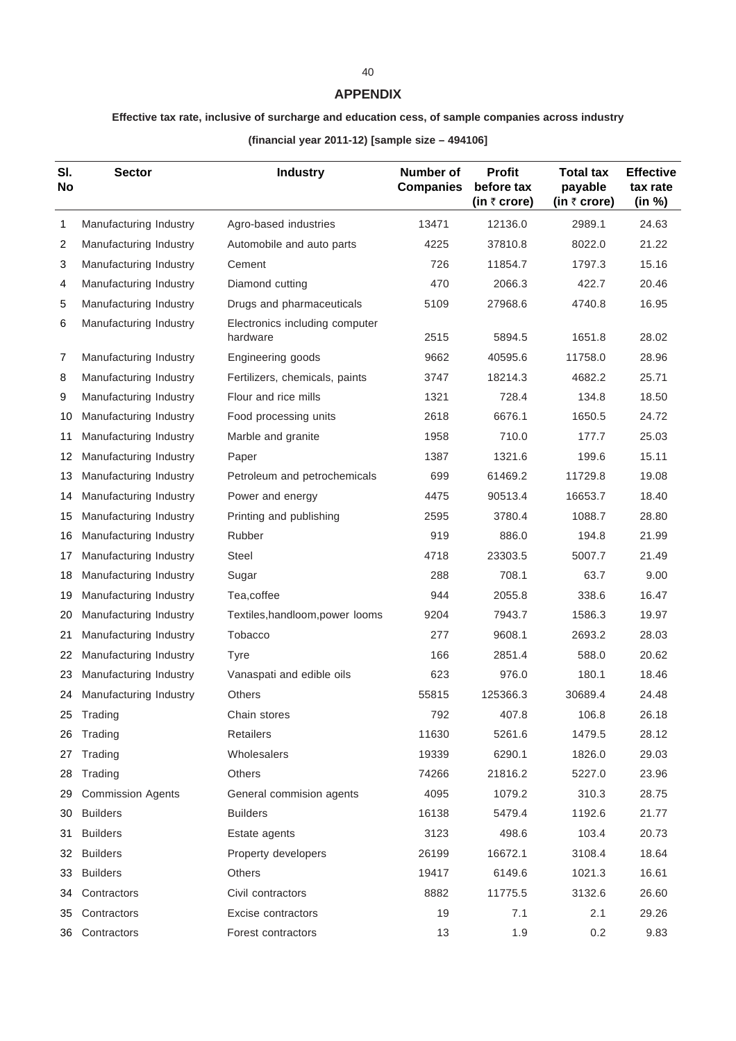## APPENDIX

**Effective tax rate, inclusive of surcharge and education cess, of sample companies across industry**

**(financial year 2011-12) [sample size – 494106]**

| Sl. No | Sector | Industry | Number of Companies | Profit before tax (in ₹ crore) | Total tax payable (in ₹ crore) | Effective tax rate (in %) |
|---|---|---|---|---|---|---|
| 1 | Manufacturing Industry | Agro-based industries | 13471 | 12136.0 | 2989.1 | 24.63 |
| 2 | Manufacturing Industry | Automobile and auto parts | 4225 | 37810.8 | 8022.0 | 21.22 |
| 3 | Manufacturing Industry | Cement | 726 | 11854.7 | 1797.3 | 15.16 |
| 4 | Manufacturing Industry | Diamond cutting | 470 | 2066.3 | 422.7 | 20.46 |
| 5 | Manufacturing Industry | Drugs and pharmaceuticals | 5109 | 27968.6 | 4740.8 | 16.95 |
| 6 | Manufacturing Industry | Electronics including computer hardware | 2515 | 5894.5 | 1651.8 | 28.02 |
| 7 | Manufacturing Industry | Engineering goods | 9662 | 40595.6 | 11758.0 | 28.96 |
| 8 | Manufacturing Industry | Fertilizers, chemicals, paints | 3747 | 18214.3 | 4682.2 | 25.71 |
| 9 | Manufacturing Industry | Flour and rice mills | 1321 | 728.4 | 134.8 | 18.50 |
| 10 | Manufacturing Industry | Food processing units | 2618 | 6676.1 | 1650.5 | 24.72 |
| 11 | Manufacturing Industry | Marble and granite | 1958 | 710.0 | 177.7 | 25.03 |
| 12 | Manufacturing Industry | Paper | 1387 | 1321.6 | 199.6 | 15.11 |
| 13 | Manufacturing Industry | Petroleum and petrochemicals | 699 | 61469.2 | 11729.8 | 19.08 |
| 14 | Manufacturing Industry | Power and energy | 4475 | 90513.4 | 16653.7 | 18.40 |
| 15 | Manufacturing Industry | Printing and publishing | 2595 | 3780.4 | 1088.7 | 28.80 |
| 16 | Manufacturing Industry | Rubber | 919 | 886.0 | 194.8 | 21.99 |
| 17 | Manufacturing Industry | Steel | 4718 | 23303.5 | 5007.7 | 21.49 |
| 18 | Manufacturing Industry | Sugar | 288 | 708.1 | 63.7 | 9.00 |
| 19 | Manufacturing Industry | Tea,coffee | 944 | 2055.8 | 338.6 | 16.47 |
| 20 | Manufacturing Industry | Textiles,handloom,power looms | 9204 | 7943.7 | 1586.3 | 19.97 |
| 21 | Manufacturing Industry | Tobacco | 277 | 9608.1 | 2693.2 | 28.03 |
| 22 | Manufacturing Industry | Tyre | 166 | 2851.4 | 588.0 | 20.62 |
| 23 | Manufacturing Industry | Vanaspati and edible oils | 623 | 976.0 | 180.1 | 18.46 |
| 24 | Manufacturing Industry | Others | 55815 | 125366.3 | 30689.4 | 24.48 |
| 25 | Trading | Chain stores | 792 | 407.8 | 106.8 | 26.18 |
| 26 | Trading | Retailers | 11630 | 5261.6 | 1479.5 | 28.12 |
| 27 | Trading | Wholesalers | 19339 | 6290.1 | 1826.0 | 29.03 |
| 28 | Trading | Others | 74266 | 21816.2 | 5227.0 | 23.96 |
| 29 | Commission Agents | General commision agents | 4095 | 1079.2 | 310.3 | 28.75 |
| 30 | Builders | Builders | 16138 | 5479.4 | 1192.6 | 21.77 |
| 31 | Builders | Estate agents | 3123 | 498.6 | 103.4 | 20.73 |
| 32 | Builders | Property developers | 26199 | 16672.1 | 3108.4 | 18.64 |
| 33 | Builders | Others | 19417 | 6149.6 | 1021.3 | 16.61 |
| 34 | Contractors | Civil contractors | 8882 | 11775.5 | 3132.6 | 26.60 |
| 35 | Contractors | Excise contractors | 19 | 7.1 | 2.1 | 29.26 |
| 36 | Contractors | Forest contractors | 13 | 1.9 | 0.2 | 9.83 |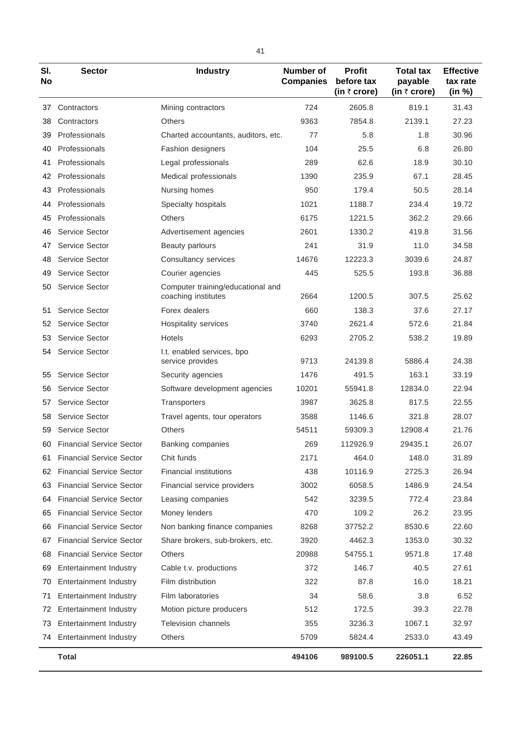| Sl. No | Sector | Industry | Number of Companies | Profit before tax (in ₹ crore) | Total tax payable (in ₹ crore) | Effective tax rate (in %) |
|---|---|---|---|---|---|---|
| 37 | Contractors | Mining contractors | 724 | 2605.8 | 819.1 | 31.43 |
| 38 | Contractors | Others | 9363 | 7854.8 | 2139.1 | 27.23 |
| 39 | Professionals | Charted accountants, auditors, etc. | 77 | 5.8 | 1.8 | 30.96 |
| 40 | Professionals | Fashion designers | 104 | 25.5 | 6.8 | 26.80 |
| 41 | Professionals | Legal professionals | 289 | 62.6 | 18.9 | 30.10 |
| 42 | Professionals | Medical professionals | 1390 | 235.9 | 67.1 | 28.45 |
| 43 | Professionals | Nursing homes | 950 | 179.4 | 50.5 | 28.14 |
| 44 | Professionals | Specialty hospitals | 1021 | 1188.7 | 234.4 | 19.72 |
| 45 | Professionals | Others | 6175 | 1221.5 | 362.2 | 29.66 |
| 46 | Service Sector | Advertisement agencies | 2601 | 1330.2 | 419.8 | 31.56 |
| 47 | Service Sector | Beauty parlours | 241 | 31.9 | 11.0 | 34.58 |
| 48 | Service Sector | Consultancy services | 14676 | 12223.3 | 3039.6 | 24.87 |
| 49 | Service Sector | Courier agencies | 445 | 525.5 | 193.8 | 36.88 |
| 50 | Service Sector | Computer training/educational and coaching institutes | 2664 | 1200.5 | 307.5 | 25.62 |
| 51 | Service Sector | Forex dealers | 660 | 138.3 | 37.6 | 27.17 |
| 52 | Service Sector | Hospitality services | 3740 | 2621.4 | 572.6 | 21.84 |
| 53 | Service Sector | Hotels | 6293 | 2705.2 | 538.2 | 19.89 |
| 54 | Service Sector | I.t. enabled services, bpo service provides | 9713 | 24139.8 | 5886.4 | 24.38 |
| 55 | Service Sector | Security agencies | 1476 | 491.5 | 163.1 | 33.19 |
| 56 | Service Sector | Software development agencies | 10201 | 55941.8 | 12834.0 | 22.94 |
| 57 | Service Sector | Transporters | 3987 | 3625.8 | 817.5 | 22.55 |
| 58 | Service Sector | Travel agents, tour operators | 3588 | 1146.6 | 321.8 | 28.07 |
| 59 | Service Sector | Others | 54511 | 59309.3 | 12908.4 | 21.76 |
| 60 | Financial Service Sector | Banking companies | 269 | 112926.9 | 29435.1 | 26.07 |
| 61 | Financial Service Sector | Chit funds | 2171 | 464.0 | 148.0 | 31.89 |
| 62 | Financial Service Sector | Financial institutions | 438 | 10116.9 | 2725.3 | 26.94 |
| 63 | Financial Service Sector | Financial service providers | 3002 | 6058.5 | 1486.9 | 24.54 |
| 64 | Financial Service Sector | Leasing companies | 542 | 3239.5 | 772.4 | 23.84 |
| 65 | Financial Service Sector | Money lenders | 470 | 109.2 | 26.2 | 23.95 |
| 66 | Financial Service Sector | Non banking finance companies | 8268 | 37752.2 | 8530.6 | 22.60 |
| 67 | Financial Service Sector | Share brokers, sub-brokers, etc. | 3920 | 4462.3 | 1353.0 | 30.32 |
| 68 | Financial Service Sector | Others | 20988 | 54755.1 | 9571.8 | 17.48 |
| 69 | Entertainment Industry | Cable t.v. productions | 372 | 146.7 | 40.5 | 27.61 |
| 70 | Entertainment Industry | Film distribution | 322 | 87.8 | 16.0 | 18.21 |
| 71 | Entertainment Industry | Film laboratories | 34 | 58.6 | 3.8 | 6.52 |
| 72 | Entertainment Industry | Motion picture producers | 512 | 172.5 | 39.3 | 22.78 |
| 73 | Entertainment Industry | Television channels | 355 | 3236.3 | 1067.1 | 32.97 |
| 74 | Entertainment Industry | Others | 5709 | 5824.4 | 2533.0 | 43.49 |
| | **Total** | | **494106** | **989100.5** | **226051.1** | **22.85** |